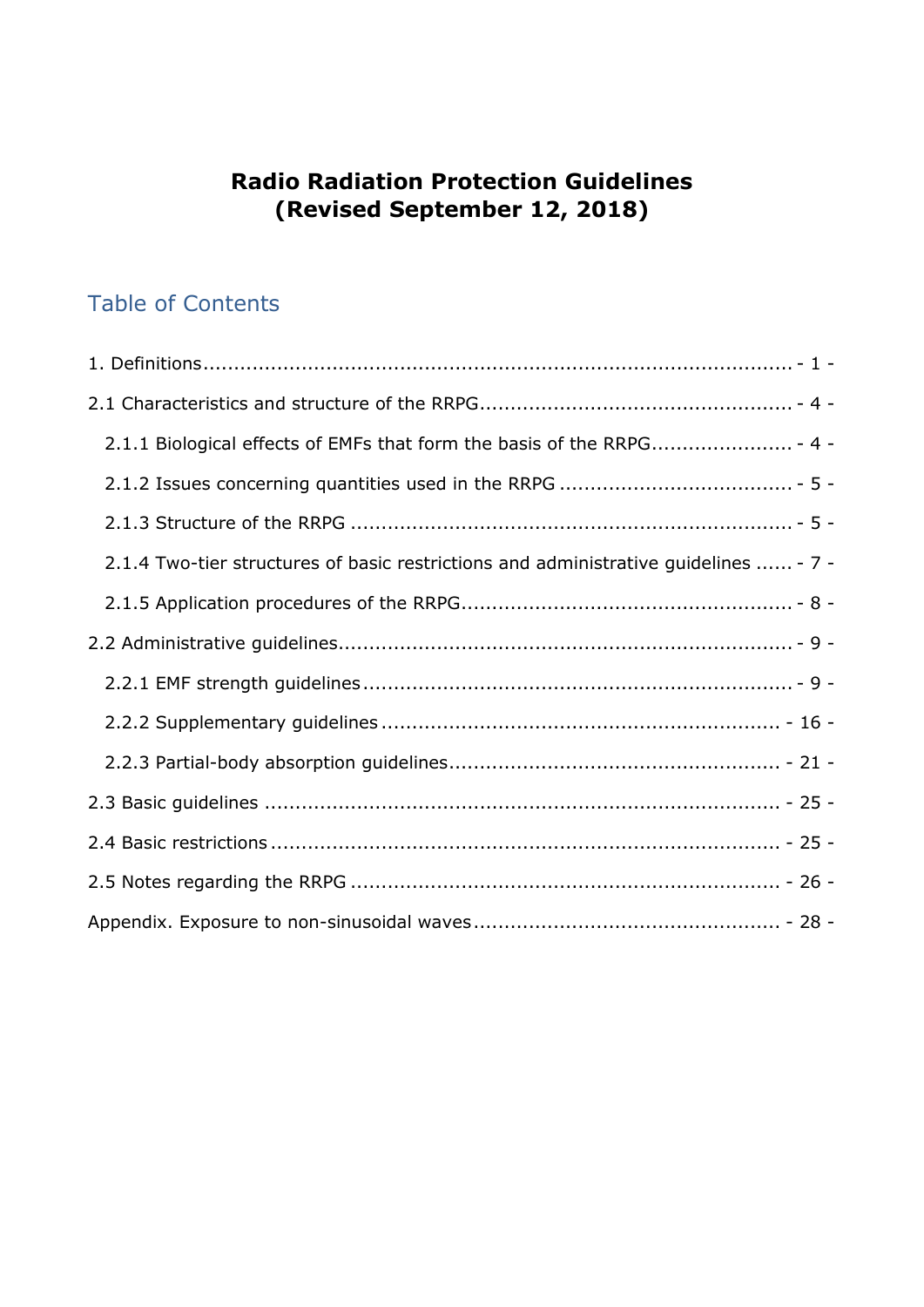# Radio Radiation Protection Guidelines
# (Revised September 12, 2018)

## Table of Contents

1. Definitions ................................................................................................ - 1 -

2.1 Characteristics and structure of the RRPG .................................................. - 4 -

  2.1.1 Biological effects of EMFs that form the basis of the RRPG ....................... - 4 -

  2.1.2 Issues concerning quantities used in the RRPG ..................................... - 5 -

  2.1.3 Structure of the RRPG ....................................................................... - 5 -

  2.1.4 Two-tier structures of basic restrictions and administrative guidelines ...... - 7 -

  2.1.5 Application procedures of the RRPG ..................................................... - 8 -

2.2 Administrative guidelines ......................................................................... - 9 -

  2.2.1 EMF strength guidelines ..................................................................... - 9 -

  2.2.2 Supplementary guidelines ................................................................ - 16 -

  2.2.3 Partial-body absorption guidelines ..................................................... - 21 -

2.3 Basic guidelines .................................................................................. - 25 -

2.4 Basic restrictions ................................................................................. - 25 -

2.5 Notes regarding the RRPG .................................................................... - 26 -

Appendix. Exposure to non-sinusoidal waves ................................................ - 28 -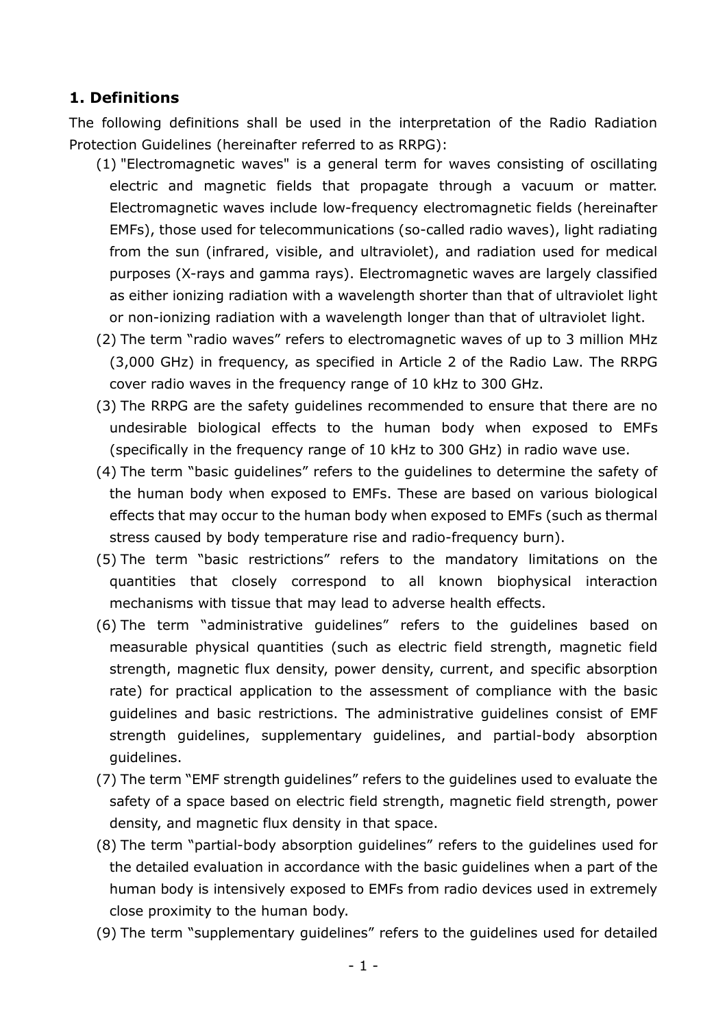## 1. Definitions

The following definitions shall be used in the interpretation of the Radio Radiation Protection Guidelines (hereinafter referred to as RRPG):

(1) "Electromagnetic waves" is a general term for waves consisting of oscillating electric and magnetic fields that propagate through a vacuum or matter. Electromagnetic waves include low-frequency electromagnetic fields (hereinafter EMFs), those used for telecommunications (so-called radio waves), light radiating from the sun (infrared, visible, and ultraviolet), and radiation used for medical purposes (X-rays and gamma rays). Electromagnetic waves are largely classified as either ionizing radiation with a wavelength shorter than that of ultraviolet light or non-ionizing radiation with a wavelength longer than that of ultraviolet light.

(2) The term "radio waves" refers to electromagnetic waves of up to 3 million MHz (3,000 GHz) in frequency, as specified in Article 2 of the Radio Law. The RRPG cover radio waves in the frequency range of 10 kHz to 300 GHz.

(3) The RRPG are the safety guidelines recommended to ensure that there are no undesirable biological effects to the human body when exposed to EMFs (specifically in the frequency range of 10 kHz to 300 GHz) in radio wave use.

(4) The term "basic guidelines" refers to the guidelines to determine the safety of the human body when exposed to EMFs. These are based on various biological effects that may occur to the human body when exposed to EMFs (such as thermal stress caused by body temperature rise and radio-frequency burn).

(5) The term "basic restrictions" refers to the mandatory limitations on the quantities that closely correspond to all known biophysical interaction mechanisms with tissue that may lead to adverse health effects.

(6) The term "administrative guidelines" refers to the guidelines based on measurable physical quantities (such as electric field strength, magnetic field strength, magnetic flux density, power density, current, and specific absorption rate) for practical application to the assessment of compliance with the basic guidelines and basic restrictions. The administrative guidelines consist of EMF strength guidelines, supplementary guidelines, and partial-body absorption guidelines.

(7) The term "EMF strength guidelines" refers to the guidelines used to evaluate the safety of a space based on electric field strength, magnetic field strength, power density, and magnetic flux density in that space.

(8) The term "partial-body absorption guidelines" refers to the guidelines used for the detailed evaluation in accordance with the basic guidelines when a part of the human body is intensively exposed to EMFs from radio devices used in extremely close proximity to the human body.

(9) The term "supplementary guidelines" refers to the guidelines used for detailed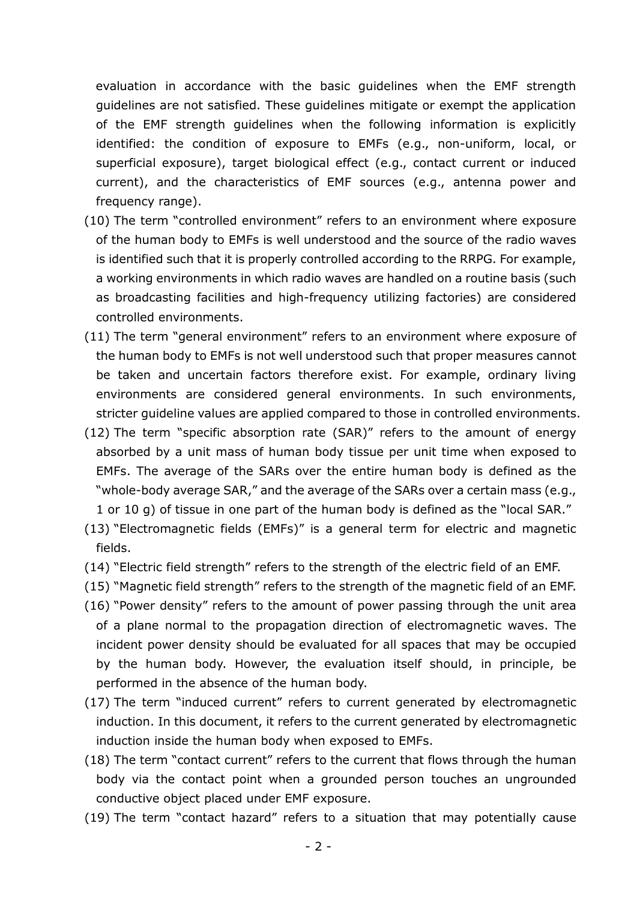evaluation in accordance with the basic guidelines when the EMF strength guidelines are not satisfied. These guidelines mitigate or exempt the application of the EMF strength guidelines when the following information is explicitly identified: the condition of exposure to EMFs (e.g., non-uniform, local, or superficial exposure), target biological effect (e.g., contact current or induced current), and the characteristics of EMF sources (e.g., antenna power and frequency range).

(10) The term "controlled environment" refers to an environment where exposure of the human body to EMFs is well understood and the source of the radio waves is identified such that it is properly controlled according to the RRPG. For example, a working environments in which radio waves are handled on a routine basis (such as broadcasting facilities and high-frequency utilizing factories) are considered controlled environments.

(11) The term "general environment" refers to an environment where exposure of the human body to EMFs is not well understood such that proper measures cannot be taken and uncertain factors therefore exist. For example, ordinary living environments are considered general environments. In such environments, stricter guideline values are applied compared to those in controlled environments.

(12) The term "specific absorption rate (SAR)" refers to the amount of energy absorbed by a unit mass of human body tissue per unit time when exposed to EMFs. The average of the SARs over the entire human body is defined as the "whole-body average SAR," and the average of the SARs over a certain mass (e.g., 1 or 10 g) of tissue in one part of the human body is defined as the "local SAR."

(13) "Electromagnetic fields (EMFs)" is a general term for electric and magnetic fields.

(14) "Electric field strength" refers to the strength of the electric field of an EMF.

(15) "Magnetic field strength" refers to the strength of the magnetic field of an EMF.

(16) "Power density" refers to the amount of power passing through the unit area of a plane normal to the propagation direction of electromagnetic waves. The incident power density should be evaluated for all spaces that may be occupied by the human body. However, the evaluation itself should, in principle, be performed in the absence of the human body.

(17) The term "induced current" refers to current generated by electromagnetic induction. In this document, it refers to the current generated by electromagnetic induction inside the human body when exposed to EMFs.

(18) The term "contact current" refers to the current that flows through the human body via the contact point when a grounded person touches an ungrounded conductive object placed under EMF exposure.

(19) The term "contact hazard" refers to a situation that may potentially cause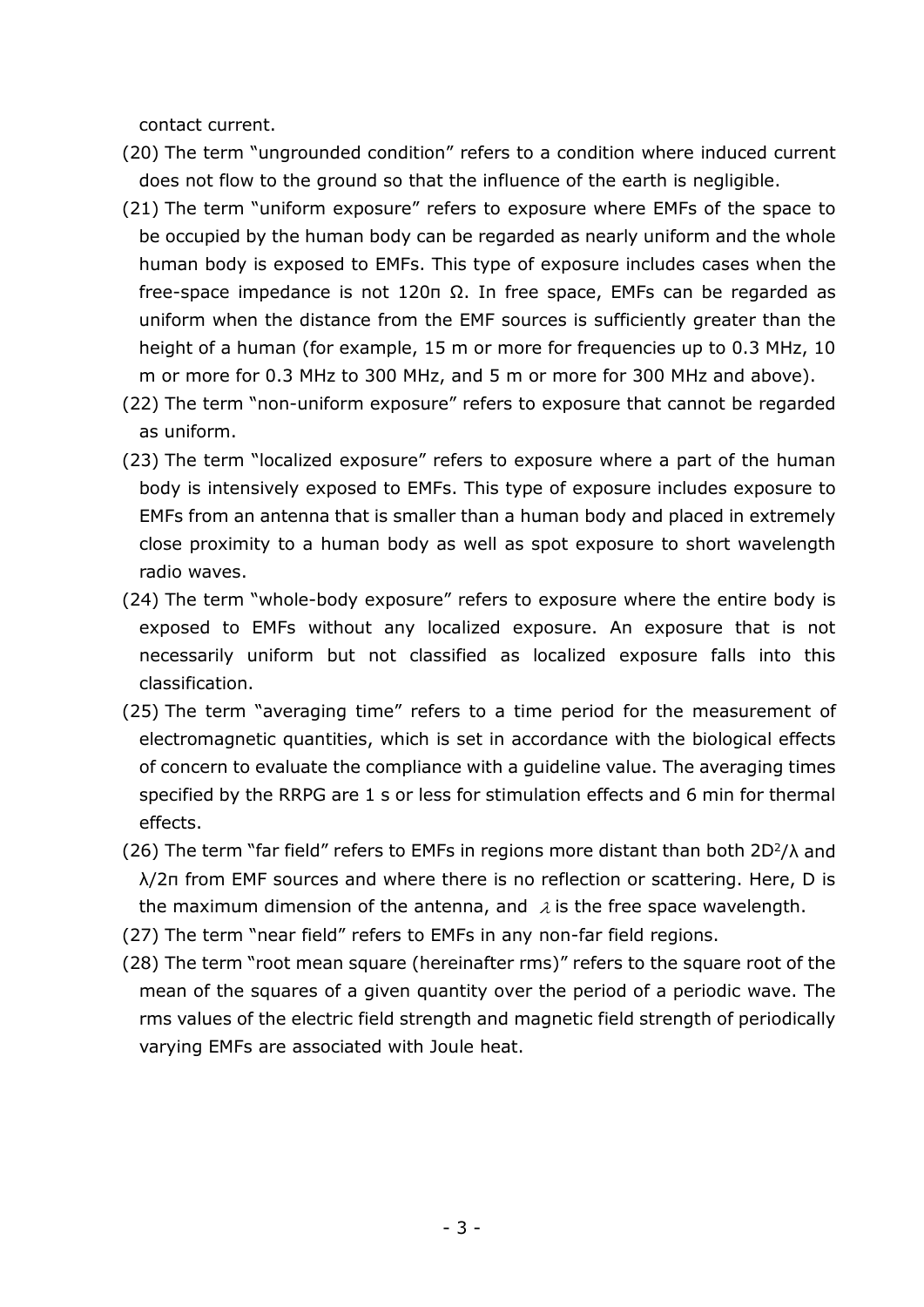contact current.

(20) The term "ungrounded condition" refers to a condition where induced current does not flow to the ground so that the influence of the earth is negligible.

(21) The term "uniform exposure" refers to exposure where EMFs of the space to be occupied by the human body can be regarded as nearly uniform and the whole human body is exposed to EMFs. This type of exposure includes cases when the free-space impedance is not $120\pi$ Ω. In free space, EMFs can be regarded as uniform when the distance from the EMF sources is sufficiently greater than the height of a human (for example, 15 m or more for frequencies up to 0.3 MHz, 10 m or more for 0.3 MHz to 300 MHz, and 5 m or more for 300 MHz and above).

(22) The term "non-uniform exposure" refers to exposure that cannot be regarded as uniform.

(23) The term "localized exposure" refers to exposure where a part of the human body is intensively exposed to EMFs. This type of exposure includes exposure to EMFs from an antenna that is smaller than a human body and placed in extremely close proximity to a human body as well as spot exposure to short wavelength radio waves.

(24) The term "whole-body exposure" refers to exposure where the entire body is exposed to EMFs without any localized exposure. An exposure that is not necessarily uniform but not classified as localized exposure falls into this classification.

(25) The term "averaging time" refers to a time period for the measurement of electromagnetic quantities, which is set in accordance with the biological effects of concern to evaluate the compliance with a guideline value. The averaging times specified by the RRPG are 1 s or less for stimulation effects and 6 min for thermal effects.

(26) The term "far field" refers to EMFs in regions more distant than both $2D^2/\lambda$ and $\lambda/2\pi$ from EMF sources and where there is no reflection or scattering. Here, D is the maximum dimension of the antenna, and $\lambda$ is the free space wavelength.

(27) The term "near field" refers to EMFs in any non-far field regions.

(28) The term "root mean square (hereinafter rms)" refers to the square root of the mean of the squares of a given quantity over the period of a periodic wave. The rms values of the electric field strength and magnetic field strength of periodically varying EMFs are associated with Joule heat.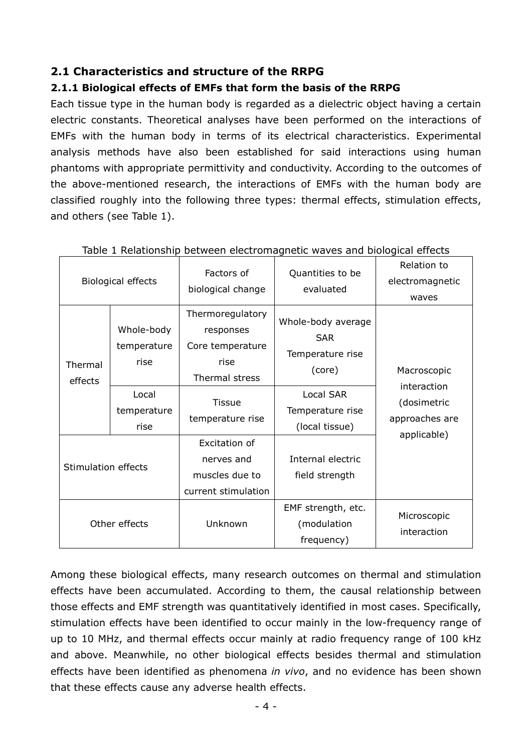## 2.1 Characteristics and structure of the RRPG

### 2.1.1 Biological effects of EMFs that form the basis of the RRPG

Each tissue type in the human body is regarded as a dielectric object having a certain electric constants. Theoretical analyses have been performed on the interactions of EMFs with the human body in terms of its electrical characteristics. Experimental analysis methods have also been established for said interactions using human phantoms with appropriate permittivity and conductivity. According to the outcomes of the above-mentioned research, the interactions of EMFs with the human body are classified roughly into the following three types: thermal effects, stimulation effects, and others (see Table 1).

Table 1 Relationship between electromagnetic waves and biological effects

| Biological effects | | Factors of biological change | Quantities to be evaluated | Relation to electromagnetic waves |
|---|---|---|---|---|
| Thermal effects | Whole-body temperature rise | Thermoregulatory responses<br>Core temperature rise<br>Thermal stress | Whole-body average SAR<br>Temperature rise (core) | Macroscopic interaction (dosimetric approaches are applicable) |
| | Local temperature rise | Tissue temperature rise | Local SAR<br>Temperature rise (local tissue) | |
| Stimulation effects | | Excitation of nerves and muscles due to current stimulation | Internal electric field strength | |
| Other effects | | Unknown | EMF strength, etc. (modulation frequency) | Microscopic interaction |

Among these biological effects, many research outcomes on thermal and stimulation effects have been accumulated. According to them, the causal relationship between those effects and EMF strength was quantitatively identified in most cases. Specifically, stimulation effects have been identified to occur mainly in the low-frequency range of up to 10 MHz, and thermal effects occur mainly at radio frequency range of 100 kHz and above. Meanwhile, no other biological effects besides thermal and stimulation effects have been identified as phenomena *in vivo*, and no evidence has been shown that these effects cause any adverse health effects.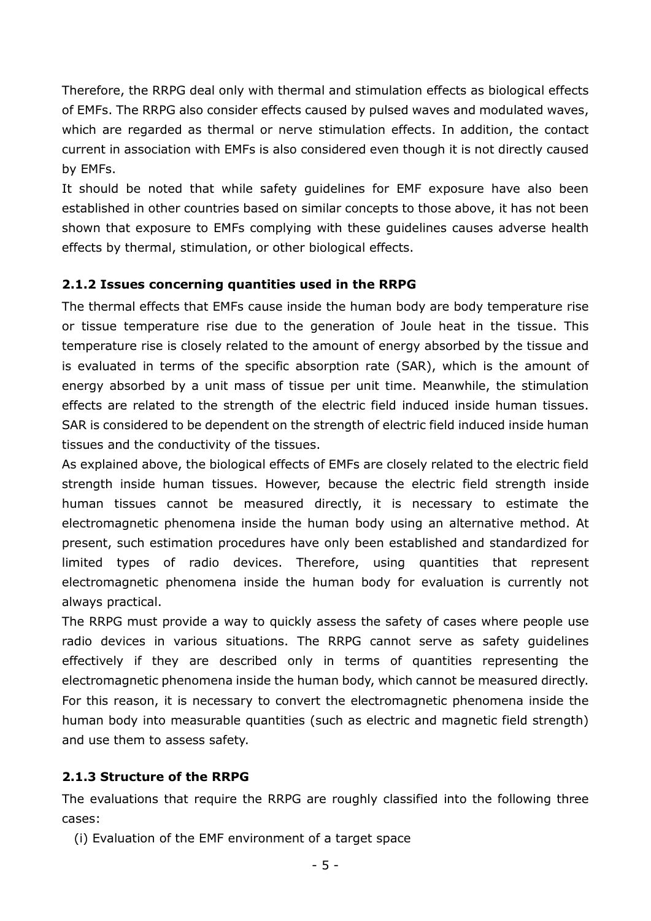Therefore, the RRPG deal only with thermal and stimulation effects as biological effects of EMFs. The RRPG also consider effects caused by pulsed waves and modulated waves, which are regarded as thermal or nerve stimulation effects. In addition, the contact current in association with EMFs is also considered even though it is not directly caused by EMFs.

It should be noted that while safety guidelines for EMF exposure have also been established in other countries based on similar concepts to those above, it has not been shown that exposure to EMFs complying with these guidelines causes adverse health effects by thermal, stimulation, or other biological effects.

### 2.1.2 Issues concerning quantities used in the RRPG

The thermal effects that EMFs cause inside the human body are body temperature rise or tissue temperature rise due to the generation of Joule heat in the tissue. This temperature rise is closely related to the amount of energy absorbed by the tissue and is evaluated in terms of the specific absorption rate (SAR), which is the amount of energy absorbed by a unit mass of tissue per unit time. Meanwhile, the stimulation effects are related to the strength of the electric field induced inside human tissues. SAR is considered to be dependent on the strength of electric field induced inside human tissues and the conductivity of the tissues.

As explained above, the biological effects of EMFs are closely related to the electric field strength inside human tissues. However, because the electric field strength inside human tissues cannot be measured directly, it is necessary to estimate the electromagnetic phenomena inside the human body using an alternative method. At present, such estimation procedures have only been established and standardized for limited types of radio devices. Therefore, using quantities that represent electromagnetic phenomena inside the human body for evaluation is currently not always practical.

The RRPG must provide a way to quickly assess the safety of cases where people use radio devices in various situations. The RRPG cannot serve as safety guidelines effectively if they are described only in terms of quantities representing the electromagnetic phenomena inside the human body, which cannot be measured directly. For this reason, it is necessary to convert the electromagnetic phenomena inside the human body into measurable quantities (such as electric and magnetic field strength) and use them to assess safety.

### 2.1.3 Structure of the RRPG

The evaluations that require the RRPG are roughly classified into the following three cases:

(i) Evaluation of the EMF environment of a target space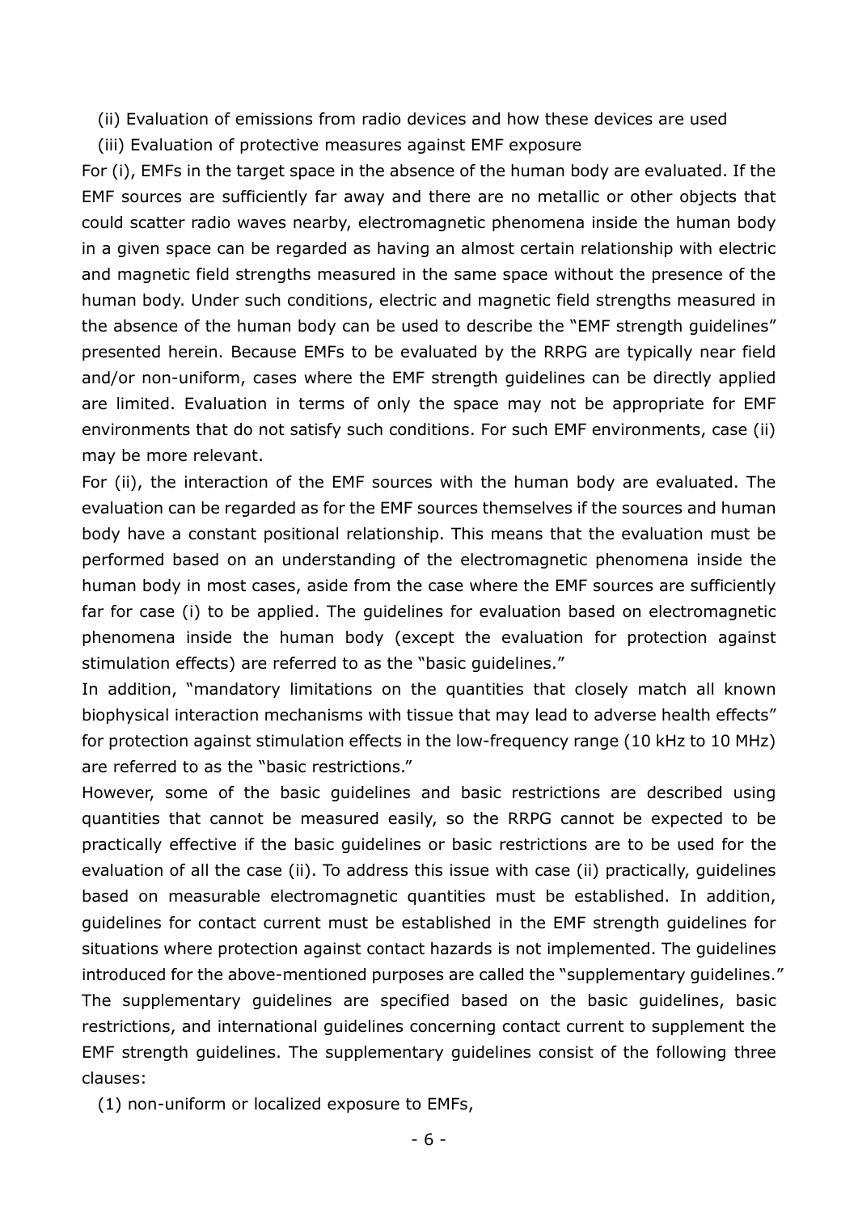(ii) Evaluation of emissions from radio devices and how these devices are used

(iii) Evaluation of protective measures against EMF exposure

For (i), EMFs in the target space in the absence of the human body are evaluated. If the EMF sources are sufficiently far away and there are no metallic or other objects that could scatter radio waves nearby, electromagnetic phenomena inside the human body in a given space can be regarded as having an almost certain relationship with electric and magnetic field strengths measured in the same space without the presence of the human body. Under such conditions, electric and magnetic field strengths measured in the absence of the human body can be used to describe the "EMF strength guidelines" presented herein. Because EMFs to be evaluated by the RRPG are typically near field and/or non-uniform, cases where the EMF strength guidelines can be directly applied are limited. Evaluation in terms of only the space may not be appropriate for EMF environments that do not satisfy such conditions. For such EMF environments, case (ii) may be more relevant.

For (ii), the interaction of the EMF sources with the human body are evaluated. The evaluation can be regarded as for the EMF sources themselves if the sources and human body have a constant positional relationship. This means that the evaluation must be performed based on an understanding of the electromagnetic phenomena inside the human body in most cases, aside from the case where the EMF sources are sufficiently far for case (i) to be applied. The guidelines for evaluation based on electromagnetic phenomena inside the human body (except the evaluation for protection against stimulation effects) are referred to as the "basic guidelines."

In addition, "mandatory limitations on the quantities that closely match all known biophysical interaction mechanisms with tissue that may lead to adverse health effects" for protection against stimulation effects in the low-frequency range (10 kHz to 10 MHz) are referred to as the "basic restrictions."

However, some of the basic guidelines and basic restrictions are described using quantities that cannot be measured easily, so the RRPG cannot be expected to be practically effective if the basic guidelines or basic restrictions are to be used for the evaluation of all the case (ii). To address this issue with case (ii) practically, guidelines based on measurable electromagnetic quantities must be established. In addition, guidelines for contact current must be established in the EMF strength guidelines for situations where protection against contact hazards is not implemented. The guidelines introduced for the above-mentioned purposes are called the "supplementary guidelines." The supplementary guidelines are specified based on the basic guidelines, basic restrictions, and international guidelines concerning contact current to supplement the EMF strength guidelines. The supplementary guidelines consist of the following three clauses:

(1) non-uniform or localized exposure to EMFs,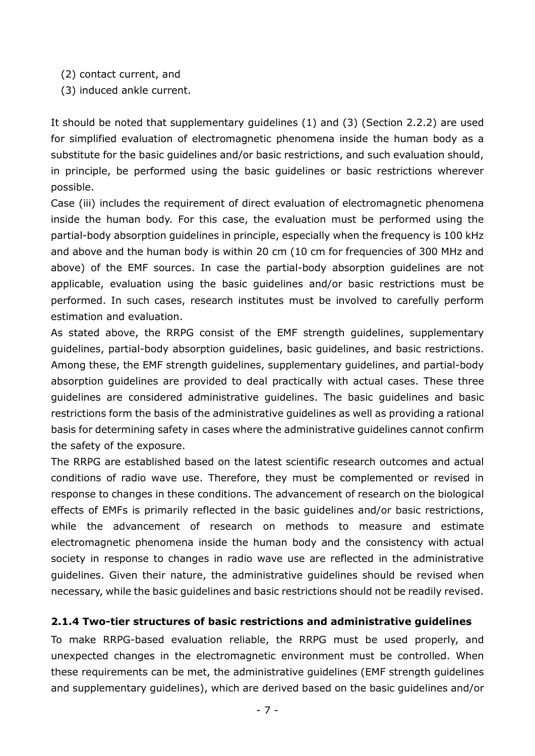(2) contact current, and

(3) induced ankle current.

It should be noted that supplementary guidelines (1) and (3) (Section 2.2.2) are used for simplified evaluation of electromagnetic phenomena inside the human body as a substitute for the basic guidelines and/or basic restrictions, and such evaluation should, in principle, be performed using the basic guidelines or basic restrictions wherever possible.

Case (iii) includes the requirement of direct evaluation of electromagnetic phenomena inside the human body. For this case, the evaluation must be performed using the partial-body absorption guidelines in principle, especially when the frequency is 100 kHz and above and the human body is within 20 cm (10 cm for frequencies of 300 MHz and above) of the EMF sources. In case the partial-body absorption guidelines are not applicable, evaluation using the basic guidelines and/or basic restrictions must be performed. In such cases, research institutes must be involved to carefully perform estimation and evaluation.

As stated above, the RRPG consist of the EMF strength guidelines, supplementary guidelines, partial-body absorption guidelines, basic guidelines, and basic restrictions. Among these, the EMF strength guidelines, supplementary guidelines, and partial-body absorption guidelines are provided to deal practically with actual cases. These three guidelines are considered administrative guidelines. The basic guidelines and basic restrictions form the basis of the administrative guidelines as well as providing a rational basis for determining safety in cases where the administrative guidelines cannot confirm the safety of the exposure.

The RRPG are established based on the latest scientific research outcomes and actual conditions of radio wave use. Therefore, they must be complemented or revised in response to changes in these conditions. The advancement of research on the biological effects of EMFs is primarily reflected in the basic guidelines and/or basic restrictions, while the advancement of research on methods to measure and estimate electromagnetic phenomena inside the human body and the consistency with actual society in response to changes in radio wave use are reflected in the administrative guidelines. Given their nature, the administrative guidelines should be revised when necessary, while the basic guidelines and basic restrictions should not be readily revised.

### 2.1.4 Two-tier structures of basic restrictions and administrative guidelines

To make RRPG-based evaluation reliable, the RRPG must be used properly, and unexpected changes in the electromagnetic environment must be controlled. When these requirements can be met, the administrative guidelines (EMF strength guidelines and supplementary guidelines), which are derived based on the basic guidelines and/or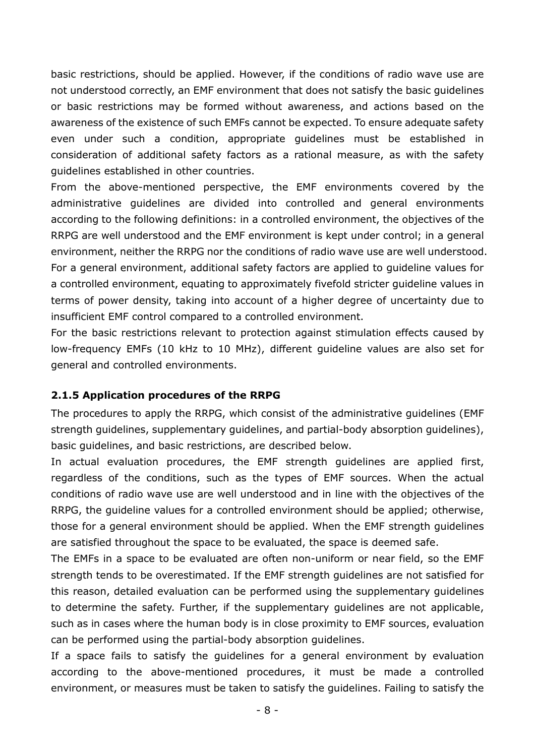basic restrictions, should be applied. However, if the conditions of radio wave use are not understood correctly, an EMF environment that does not satisfy the basic guidelines or basic restrictions may be formed without awareness, and actions based on the awareness of the existence of such EMFs cannot be expected. To ensure adequate safety even under such a condition, appropriate guidelines must be established in consideration of additional safety factors as a rational measure, as with the safety guidelines established in other countries.

From the above-mentioned perspective, the EMF environments covered by the administrative guidelines are divided into controlled and general environments according to the following definitions: in a controlled environment, the objectives of the RRPG are well understood and the EMF environment is kept under control; in a general environment, neither the RRPG nor the conditions of radio wave use are well understood. For a general environment, additional safety factors are applied to guideline values for a controlled environment, equating to approximately fivefold stricter guideline values in terms of power density, taking into account of a higher degree of uncertainty due to insufficient EMF control compared to a controlled environment.

For the basic restrictions relevant to protection against stimulation effects caused by low-frequency EMFs (10 kHz to 10 MHz), different guideline values are also set for general and controlled environments.

### 2.1.5 Application procedures of the RRPG

The procedures to apply the RRPG, which consist of the administrative guidelines (EMF strength guidelines, supplementary guidelines, and partial-body absorption guidelines), basic guidelines, and basic restrictions, are described below.

In actual evaluation procedures, the EMF strength guidelines are applied first, regardless of the conditions, such as the types of EMF sources. When the actual conditions of radio wave use are well understood and in line with the objectives of the RRPG, the guideline values for a controlled environment should be applied; otherwise, those for a general environment should be applied. When the EMF strength guidelines are satisfied throughout the space to be evaluated, the space is deemed safe.

The EMFs in a space to be evaluated are often non-uniform or near field, so the EMF strength tends to be overestimated. If the EMF strength guidelines are not satisfied for this reason, detailed evaluation can be performed using the supplementary guidelines to determine the safety. Further, if the supplementary guidelines are not applicable, such as in cases where the human body is in close proximity to EMF sources, evaluation can be performed using the partial-body absorption guidelines.

If a space fails to satisfy the guidelines for a general environment by evaluation according to the above-mentioned procedures, it must be made a controlled environment, or measures must be taken to satisfy the guidelines. Failing to satisfy the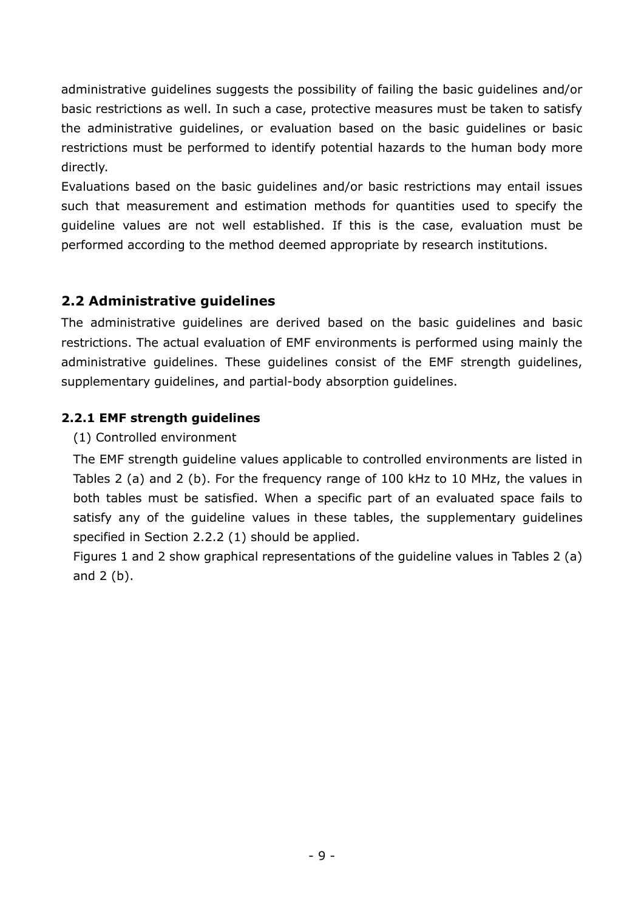administrative guidelines suggests the possibility of failing the basic guidelines and/or basic restrictions as well. In such a case, protective measures must be taken to satisfy the administrative guidelines, or evaluation based on the basic guidelines or basic restrictions must be performed to identify potential hazards to the human body more directly.

Evaluations based on the basic guidelines and/or basic restrictions may entail issues such that measurement and estimation methods for quantities used to specify the guideline values are not well established. If this is the case, evaluation must be performed according to the method deemed appropriate by research institutions.

## 2.2 Administrative guidelines

The administrative guidelines are derived based on the basic guidelines and basic restrictions. The actual evaluation of EMF environments is performed using mainly the administrative guidelines. These guidelines consist of the EMF strength guidelines, supplementary guidelines, and partial-body absorption guidelines.

### 2.2.1 EMF strength guidelines

(1) Controlled environment

The EMF strength guideline values applicable to controlled environments are listed in Tables 2 (a) and 2 (b). For the frequency range of 100 kHz to 10 MHz, the values in both tables must be satisfied. When a specific part of an evaluated space fails to satisfy any of the guideline values in these tables, the supplementary guidelines specified in Section 2.2.2 (1) should be applied.

Figures 1 and 2 show graphical representations of the guideline values in Tables 2 (a) and 2 (b).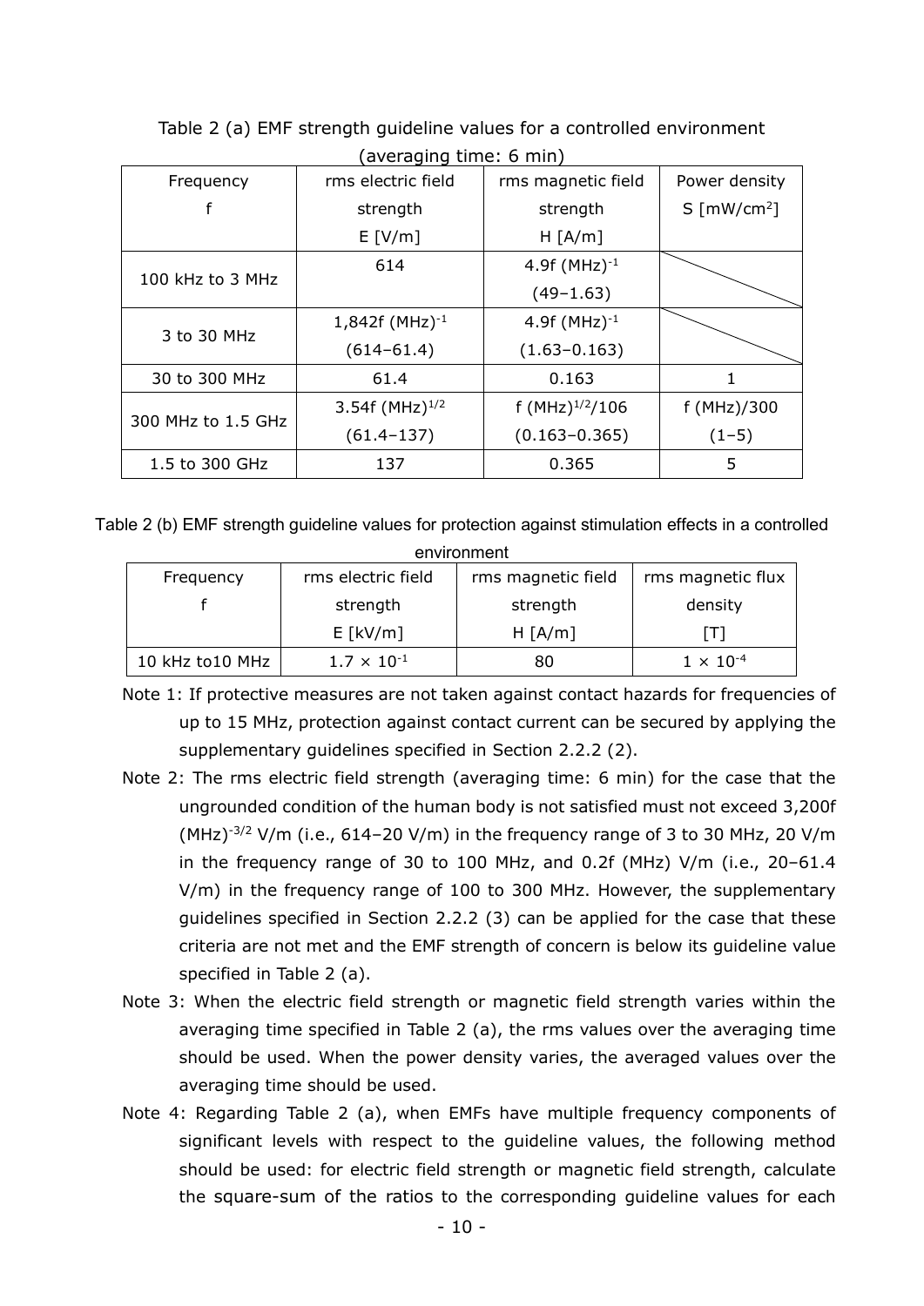Table 2 (a) EMF strength guideline values for a controlled environment (averaging time: 6 min)

| Frequency f | rms electric field strength E [V/m] | rms magnetic field strength H [A/m] | Power density S [$mW/cm^2$] |
|---|---|---|---|
| 100 kHz to 3 MHz | 614 | $4.9f\ (MHz)^{-1}$ (49–1.63) | |
| 3 to 30 MHz | $1{,}842f\ (MHz)^{-1}$ (614–61.4) | $4.9f\ (MHz)^{-1}$ (1.63–0.163) | |
| 30 to 300 MHz | 61.4 | 0.163 | 1 |
| 300 MHz to 1.5 GHz | $3.54f\ (MHz)^{1/2}$ (61.4–137) | $f\ (MHz)^{1/2}/106$ (0.163–0.365) | $f\ (MHz)/300$ (1–5) |
| 1.5 to 300 GHz | 137 | 0.365 | 5 |

Table 2 (b) EMF strength guideline values for protection against stimulation effects in a controlled environment

| Frequency f | rms electric field strength E [kV/m] | rms magnetic field strength H [A/m] | rms magnetic flux density [T] |
|---|---|---|---|
| 10 kHz to10 MHz | $1.7 \times 10^{-1}$ | 80 | $1 \times 10^{-4}$ |

Note 1: If protective measures are not taken against contact hazards for frequencies of up to 15 MHz, protection against contact current can be secured by applying the supplementary guidelines specified in Section 2.2.2 (2).

Note 2: The rms electric field strength (averaging time: 6 min) for the case that the ungrounded condition of the human body is not satisfied must not exceed $3{,}200f\ (MHz)^{-3/2}$ V/m (i.e., 614–20 V/m) in the frequency range of 3 to 30 MHz, 20 V/m in the frequency range of 30 to 100 MHz, and $0.2f$ (MHz) V/m (i.e., 20–61.4 V/m) in the frequency range of 100 to 300 MHz. However, the supplementary guidelines specified in Section 2.2.2 (3) can be applied for the case that these criteria are not met and the EMF strength of concern is below its guideline value specified in Table 2 (a).

Note 3: When the electric field strength or magnetic field strength varies within the averaging time specified in Table 2 (a), the rms values over the averaging time should be used. When the power density varies, the averaged values over the averaging time should be used.

Note 4: Regarding Table 2 (a), when EMFs have multiple frequency components of significant levels with respect to the guideline values, the following method should be used: for electric field strength or magnetic field strength, calculate the square-sum of the ratios to the corresponding guideline values for each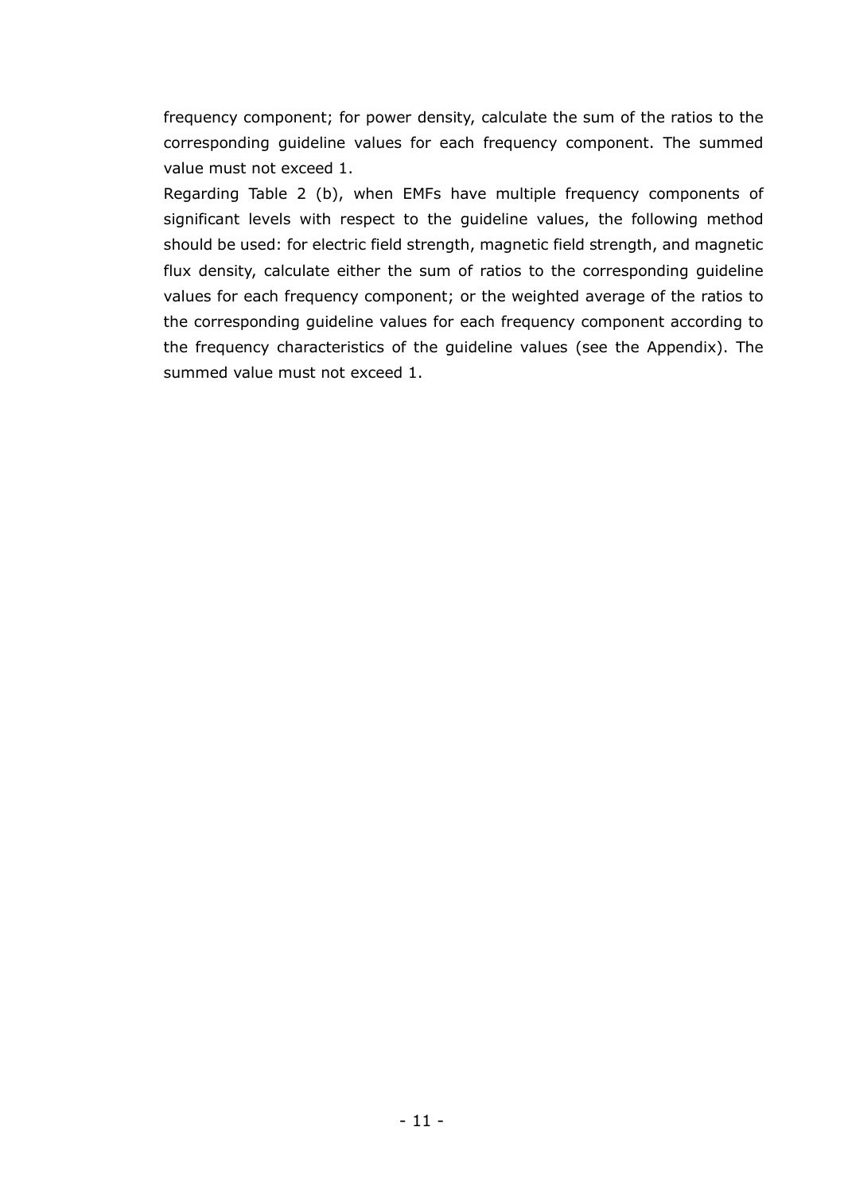frequency component; for power density, calculate the sum of the ratios to the corresponding guideline values for each frequency component. The summed value must not exceed 1.

Regarding Table 2 (b), when EMFs have multiple frequency components of significant levels with respect to the guideline values, the following method should be used: for electric field strength, magnetic field strength, and magnetic flux density, calculate either the sum of ratios to the corresponding guideline values for each frequency component; or the weighted average of the ratios to the corresponding guideline values for each frequency component according to the frequency characteristics of the guideline values (see the Appendix). The summed value must not exceed 1.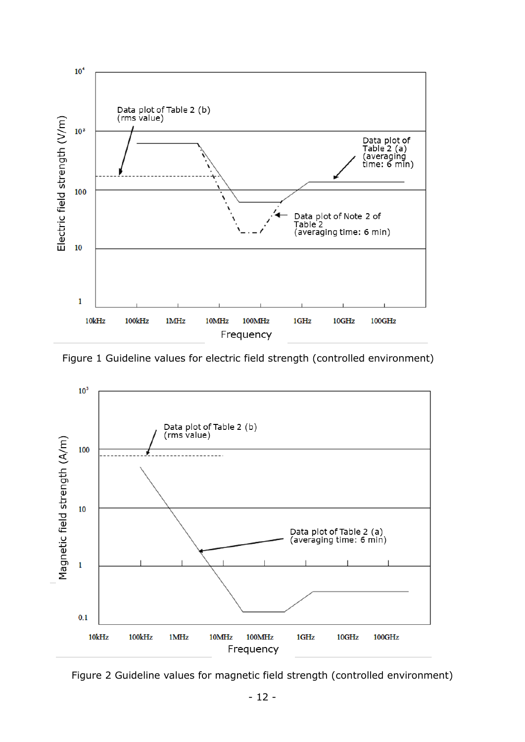Figure 1 Guideline values for electric field strength (controlled environment)

Figure 2 Guideline values for magnetic field strength (controlled environment)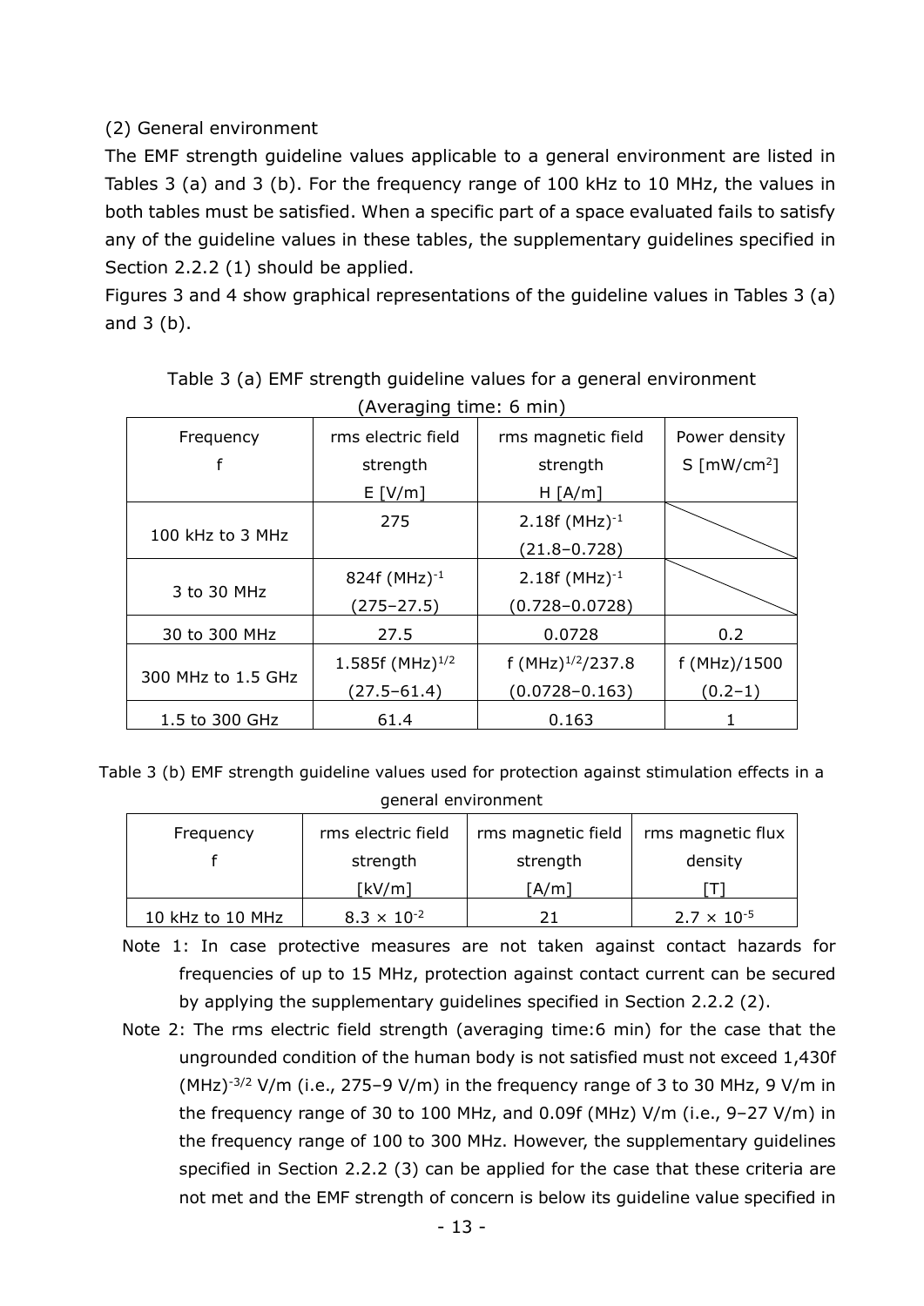(2) General environment

The EMF strength guideline values applicable to a general environment are listed in Tables 3 (a) and 3 (b). For the frequency range of 100 kHz to 10 MHz, the values in both tables must be satisfied. When a specific part of a space evaluated fails to satisfy any of the guideline values in these tables, the supplementary guidelines specified in Section 2.2.2 (1) should be applied.

Figures 3 and 4 show graphical representations of the guideline values in Tables 3 (a) and 3 (b).

Table 3 (a) EMF strength guideline values for a general environment (Averaging time: 6 min)

| Frequency f | rms electric field strength E [V/m] | rms magnetic field strength H [A/m] | Power density S [$mW/cm^2$] |
|---|---|---|---|
| 100 kHz to 3 MHz | 275 | $2.18f\ (MHz)^{-1}$ (21.8–0.728) | |
| 3 to 30 MHz | $824f\ (MHz)^{-1}$ (275–27.5) | $2.18f\ (MHz)^{-1}$ (0.728–0.0728) | |
| 30 to 300 MHz | 27.5 | 0.0728 | 0.2 |
| 300 MHz to 1.5 GHz | $1.585f\ (MHz)^{1/2}$ (27.5–61.4) | $f\ (MHz)^{1/2}/237.8$ (0.0728–0.163) | f (MHz)/1500 (0.2–1) |
| 1.5 to 300 GHz | 61.4 | 0.163 | 1 |

Table 3 (b) EMF strength guideline values used for protection against stimulation effects in a general environment

| Frequency f | rms electric field strength [kV/m] | rms magnetic field strength [A/m] | rms magnetic flux density [T] |
|---|---|---|---|
| 10 kHz to 10 MHz | $8.3 \times 10^{-2}$ | 21 | $2.7 \times 10^{-5}$ |

Note 1: In case protective measures are not taken against contact hazards for frequencies of up to 15 MHz, protection against contact current can be secured by applying the supplementary guidelines specified in Section 2.2.2 (2).

Note 2: The rms electric field strength (averaging time:6 min) for the case that the ungrounded condition of the human body is not satisfied must not exceed $1{,}430f\ (MHz)^{-3/2}$ V/m (i.e., 275–9 V/m) in the frequency range of 3 to 30 MHz, 9 V/m in the frequency range of 30 to 100 MHz, and 0.09f (MHz) V/m (i.e., 9–27 V/m) in the frequency range of 100 to 300 MHz. However, the supplementary guidelines specified in Section 2.2.2 (3) can be applied for the case that these criteria are not met and the EMF strength of concern is below its guideline value specified in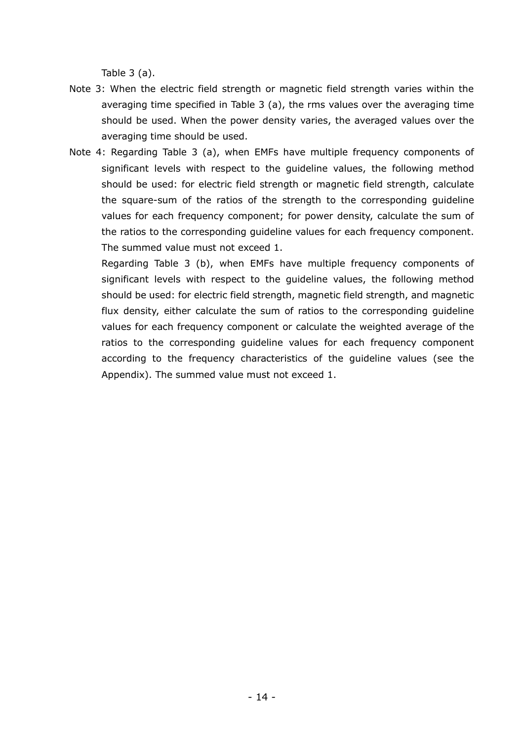Table 3 (a).

Note 3: When the electric field strength or magnetic field strength varies within the averaging time specified in Table 3 (a), the rms values over the averaging time should be used. When the power density varies, the averaged values over the averaging time should be used.

Note 4: Regarding Table 3 (a), when EMFs have multiple frequency components of significant levels with respect to the guideline values, the following method should be used: for electric field strength or magnetic field strength, calculate the square-sum of the ratios of the strength to the corresponding guideline values for each frequency component; for power density, calculate the sum of the ratios to the corresponding guideline values for each frequency component. The summed value must not exceed 1.

Regarding Table 3 (b), when EMFs have multiple frequency components of significant levels with respect to the guideline values, the following method should be used: for electric field strength, magnetic field strength, and magnetic flux density, either calculate the sum of ratios to the corresponding guideline values for each frequency component or calculate the weighted average of the ratios to the corresponding guideline values for each frequency component according to the frequency characteristics of the guideline values (see the Appendix). The summed value must not exceed 1.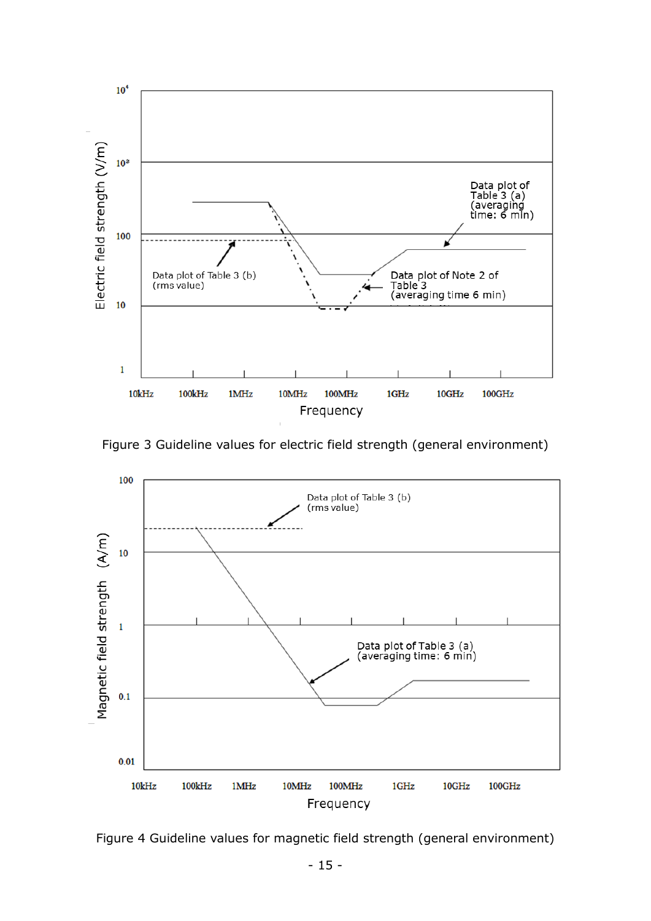Figure 3 Guideline values for electric field strength (general environment)

Figure 4 Guideline values for magnetic field strength (general environment)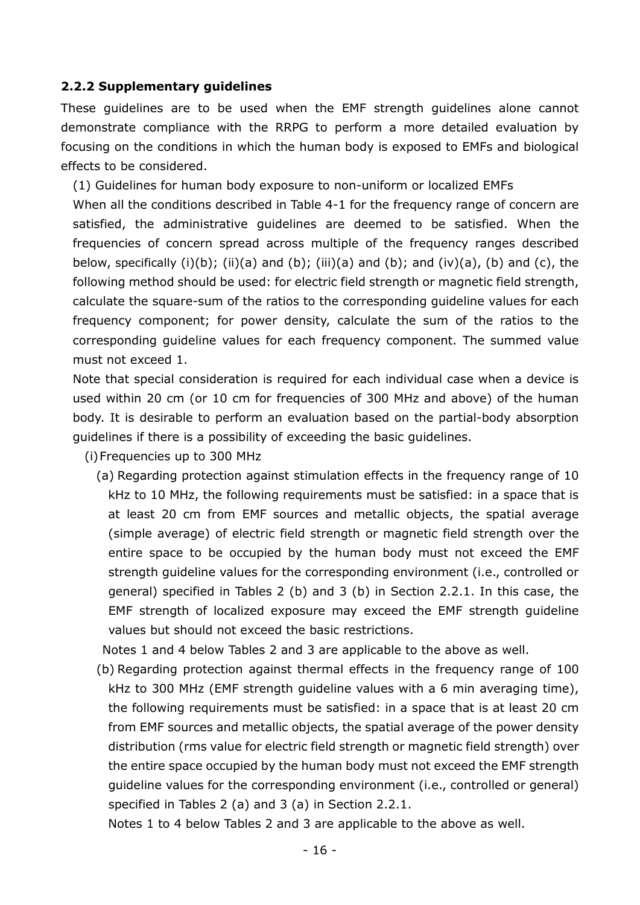### 2.2.2 Supplementary guidelines

These guidelines are to be used when the EMF strength guidelines alone cannot demonstrate compliance with the RRPG to perform a more detailed evaluation by focusing on the conditions in which the human body is exposed to EMFs and biological effects to be considered.

(1) Guidelines for human body exposure to non-uniform or localized EMFs

When all the conditions described in Table 4-1 for the frequency range of concern are satisfied, the administrative guidelines are deemed to be satisfied. When the frequencies of concern spread across multiple of the frequency ranges described below, specifically (i)(b); (ii)(a) and (b); (iii)(a) and (b); and (iv)(a), (b) and (c), the following method should be used: for electric field strength or magnetic field strength, calculate the square-sum of the ratios to the corresponding guideline values for each frequency component; for power density, calculate the sum of the ratios to the corresponding guideline values for each frequency component. The summed value must not exceed 1.

Note that special consideration is required for each individual case when a device is used within 20 cm (or 10 cm for frequencies of 300 MHz and above) of the human body. It is desirable to perform an evaluation based on the partial-body absorption guidelines if there is a possibility of exceeding the basic guidelines.

(i) Frequencies up to 300 MHz

(a) Regarding protection against stimulation effects in the frequency range of 10 kHz to 10 MHz, the following requirements must be satisfied: in a space that is at least 20 cm from EMF sources and metallic objects, the spatial average (simple average) of electric field strength or magnetic field strength over the entire space to be occupied by the human body must not exceed the EMF strength guideline values for the corresponding environment (i.e., controlled or general) specified in Tables 2 (b) and 3 (b) in Section 2.2.1. In this case, the EMF strength of localized exposure may exceed the EMF strength guideline values but should not exceed the basic restrictions.

Notes 1 and 4 below Tables 2 and 3 are applicable to the above as well.

(b) Regarding protection against thermal effects in the frequency range of 100 kHz to 300 MHz (EMF strength guideline values with a 6 min averaging time), the following requirements must be satisfied: in a space that is at least 20 cm from EMF sources and metallic objects, the spatial average of the power density distribution (rms value for electric field strength or magnetic field strength) over the entire space occupied by the human body must not exceed the EMF strength guideline values for the corresponding environment (i.e., controlled or general) specified in Tables 2 (a) and 3 (a) in Section 2.2.1.

Notes 1 to 4 below Tables 2 and 3 are applicable to the above as well.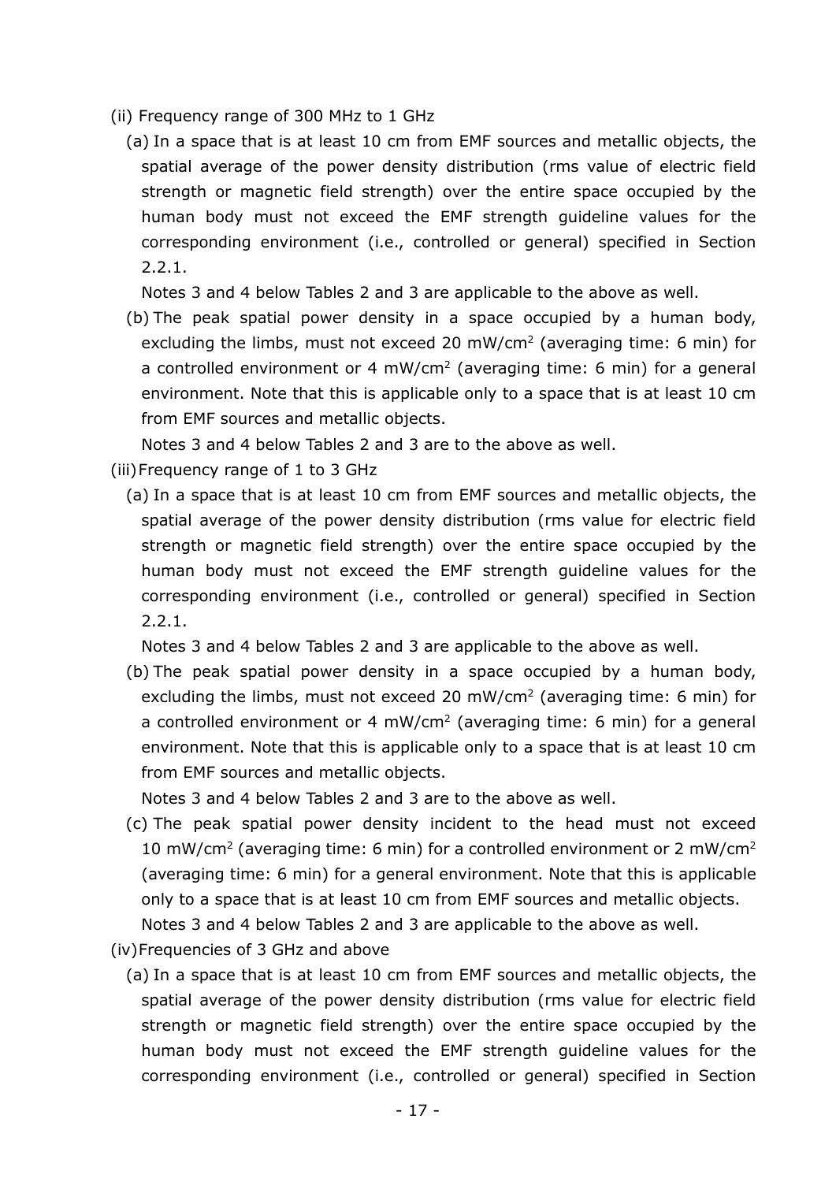(ii) Frequency range of 300 MHz to 1 GHz

(a) In a space that is at least 10 cm from EMF sources and metallic objects, the spatial average of the power density distribution (rms value of electric field strength or magnetic field strength) over the entire space occupied by the human body must not exceed the EMF strength guideline values for the corresponding environment (i.e., controlled or general) specified in Section 2.2.1.

Notes 3 and 4 below Tables 2 and 3 are applicable to the above as well.

(b) The peak spatial power density in a space occupied by a human body, excluding the limbs, must not exceed 20 mW/cm$^2$ (averaging time: 6 min) for a controlled environment or 4 mW/cm$^2$ (averaging time: 6 min) for a general environment. Note that this is applicable only to a space that is at least 10 cm from EMF sources and metallic objects.

Notes 3 and 4 below Tables 2 and 3 are to the above as well.

(iii) Frequency range of 1 to 3 GHz

(a) In a space that is at least 10 cm from EMF sources and metallic objects, the spatial average of the power density distribution (rms value for electric field strength or magnetic field strength) over the entire space occupied by the human body must not exceed the EMF strength guideline values for the corresponding environment (i.e., controlled or general) specified in Section 2.2.1.

Notes 3 and 4 below Tables 2 and 3 are applicable to the above as well.

(b) The peak spatial power density in a space occupied by a human body, excluding the limbs, must not exceed 20 mW/cm$^2$ (averaging time: 6 min) for a controlled environment or 4 mW/cm$^2$ (averaging time: 6 min) for a general environment. Note that this is applicable only to a space that is at least 10 cm from EMF sources and metallic objects.

Notes 3 and 4 below Tables 2 and 3 are to the above as well.

(c) The peak spatial power density incident to the head must not exceed 10 mW/cm$^2$ (averaging time: 6 min) for a controlled environment or 2 mW/cm$^2$ (averaging time: 6 min) for a general environment. Note that this is applicable only to a space that is at least 10 cm from EMF sources and metallic objects.

Notes 3 and 4 below Tables 2 and 3 are applicable to the above as well.

(iv) Frequencies of 3 GHz and above

(a) In a space that is at least 10 cm from EMF sources and metallic objects, the spatial average of the power density distribution (rms value for electric field strength or magnetic field strength) over the entire space occupied by the human body must not exceed the EMF strength guideline values for the corresponding environment (i.e., controlled or general) specified in Section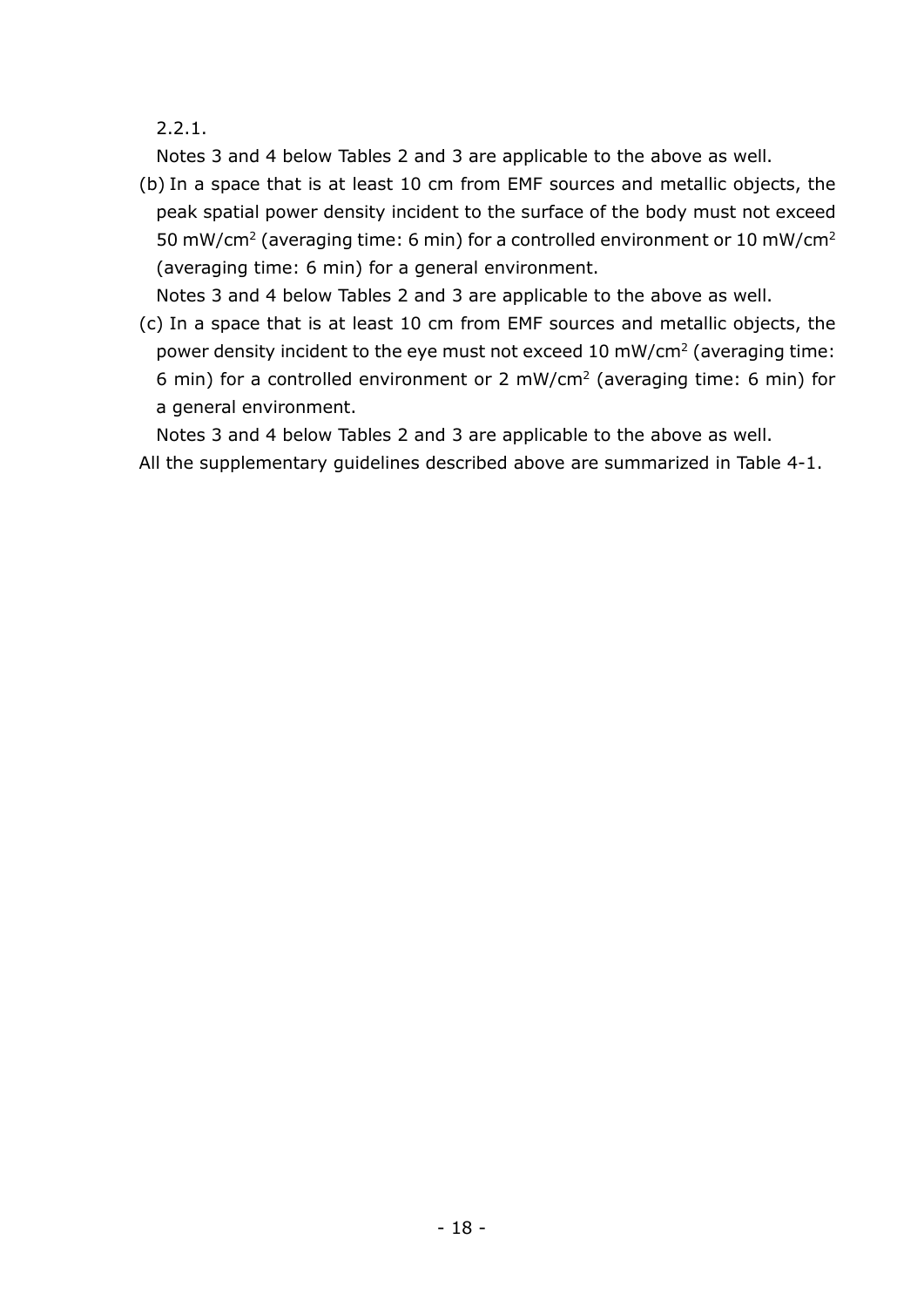2.2.1.

Notes 3 and 4 below Tables 2 and 3 are applicable to the above as well.

(b) In a space that is at least 10 cm from EMF sources and metallic objects, the peak spatial power density incident to the surface of the body must not exceed 50 mW/cm$^2$ (averaging time: 6 min) for a controlled environment or 10 mW/cm$^2$ (averaging time: 6 min) for a general environment.

Notes 3 and 4 below Tables 2 and 3 are applicable to the above as well.

(c) In a space that is at least 10 cm from EMF sources and metallic objects, the power density incident to the eye must not exceed 10 mW/cm$^2$ (averaging time: 6 min) for a controlled environment or 2 mW/cm$^2$ (averaging time: 6 min) for a general environment.

Notes 3 and 4 below Tables 2 and 3 are applicable to the above as well.

All the supplementary guidelines described above are summarized in Table 4-1.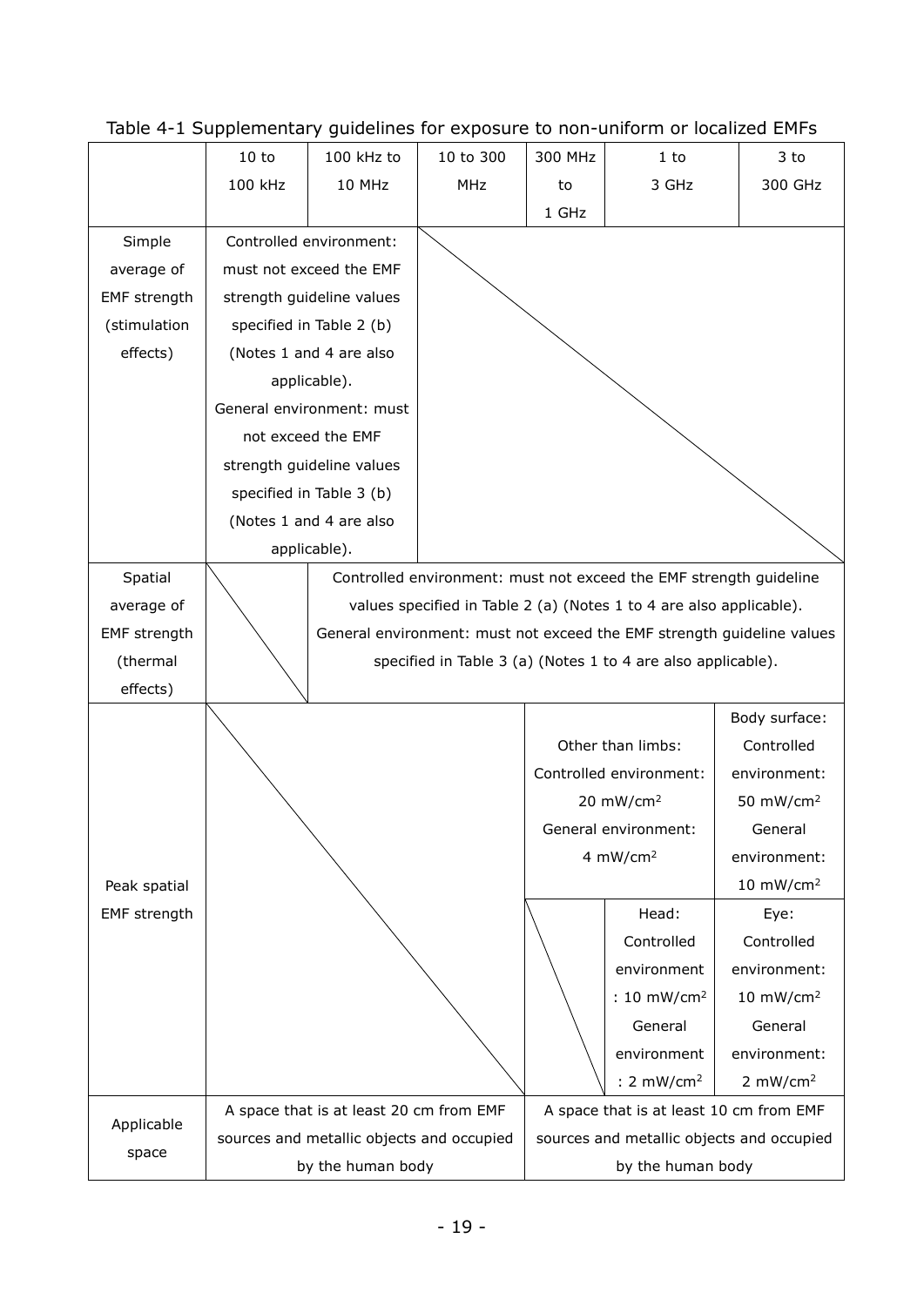Table 4-1 Supplementary guidelines for exposure to non-uniform or localized EMFs

| | 10 to 100 kHz | 100 kHz to 10 MHz | 10 to 300 MHz | 300 MHz to 1 GHz | 1 to 3 GHz | 3 to 300 GHz |
|---|---|---|---|---|---|---|
| Simple average of EMF strength (stimulation effects) | Controlled environment: must not exceed the EMF strength guideline values specified in Table 2 (b) (Notes 1 and 4 are also applicable). General environment: must not exceed the EMF strength guideline values specified in Table 3 (b) (Notes 1 and 4 are also applicable). | | | | | |
| Spatial average of EMF strength (thermal effects) | | Controlled environment: must not exceed the EMF strength guideline values specified in Table 2 (a) (Notes 1 to 4 are also applicable). General environment: must not exceed the EMF strength guideline values specified in Table 3 (a) (Notes 1 to 4 are also applicable). | | | | |
| Peak spatial EMF strength | | | | Other than limbs: Controlled environment: 20 mW/cm$^2$ General environment: 4 mW/cm$^2$ | | Body surface: Controlled environment: 50 mW/cm$^2$ General environment: 10 mW/cm$^2$ |
| | | | | | Head: Controlled environment: 10 mW/cm$^2$ General environment: 2 mW/cm$^2$ | Eye: Controlled environment: 10 mW/cm$^2$ General environment: 2 mW/cm$^2$ |
| Applicable space | A space that is at least 20 cm from EMF sources and metallic objects and occupied by the human body | | | A space that is at least 10 cm from EMF sources and metallic objects and occupied by the human body | | |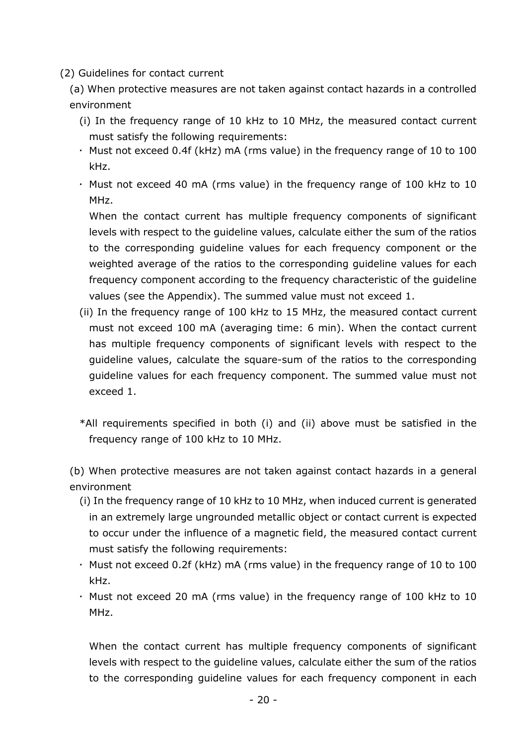(2) Guidelines for contact current

(a) When protective measures are not taken against contact hazards in a controlled environment

(i) In the frequency range of 10 kHz to 10 MHz, the measured contact current must satisfy the following requirements:

- Must not exceed 0.4f (kHz) mA (rms value) in the frequency range of 10 to 100 kHz.
- Must not exceed 40 mA (rms value) in the frequency range of 100 kHz to 10 MHz.

When the contact current has multiple frequency components of significant levels with respect to the guideline values, calculate either the sum of the ratios to the corresponding guideline values for each frequency component or the weighted average of the ratios to the corresponding guideline values for each frequency component according to the frequency characteristic of the guideline values (see the Appendix). The summed value must not exceed 1.

(ii) In the frequency range of 100 kHz to 15 MHz, the measured contact current must not exceed 100 mA (averaging time: 6 min). When the contact current has multiple frequency components of significant levels with respect to the guideline values, calculate the square-sum of the ratios to the corresponding guideline values for each frequency component. The summed value must not exceed 1.

*All requirements specified in both (i) and (ii) above must be satisfied in the frequency range of 100 kHz to 10 MHz.

(b) When protective measures are not taken against contact hazards in a general environment

(i) In the frequency range of 10 kHz to 10 MHz, when induced current is generated in an extremely large ungrounded metallic object or contact current is expected to occur under the influence of a magnetic field, the measured contact current must satisfy the following requirements:

- Must not exceed 0.2f (kHz) mA (rms value) in the frequency range of 10 to 100 kHz.
- Must not exceed 20 mA (rms value) in the frequency range of 100 kHz to 10 MHz.

When the contact current has multiple frequency components of significant levels with respect to the guideline values, calculate either the sum of the ratios to the corresponding guideline values for each frequency component in each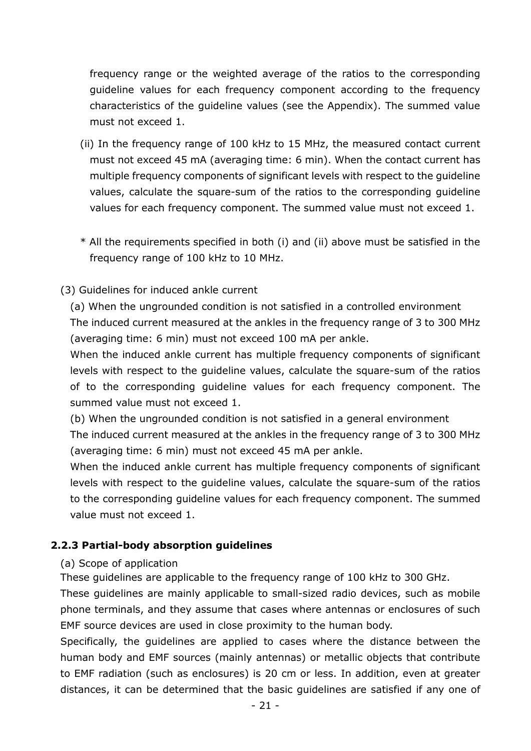frequency range or the weighted average of the ratios to the corresponding guideline values for each frequency component according to the frequency characteristics of the guideline values (see the Appendix). The summed value must not exceed 1.

(ii) In the frequency range of 100 kHz to 15 MHz, the measured contact current must not exceed 45 mA (averaging time: 6 min). When the contact current has multiple frequency components of significant levels with respect to the guideline values, calculate the square-sum of the ratios to the corresponding guideline values for each frequency component. The summed value must not exceed 1.

\* All the requirements specified in both (i) and (ii) above must be satisfied in the frequency range of 100 kHz to 10 MHz.

(3) Guidelines for induced ankle current

(a) When the ungrounded condition is not satisfied in a controlled environment

The induced current measured at the ankles in the frequency range of 3 to 300 MHz (averaging time: 6 min) must not exceed 100 mA per ankle.

When the induced ankle current has multiple frequency components of significant levels with respect to the guideline values, calculate the square-sum of the ratios of to the corresponding guideline values for each frequency component. The summed value must not exceed 1.

(b) When the ungrounded condition is not satisfied in a general environment

The induced current measured at the ankles in the frequency range of 3 to 300 MHz (averaging time: 6 min) must not exceed 45 mA per ankle.

When the induced ankle current has multiple frequency components of significant levels with respect to the guideline values, calculate the square-sum of the ratios to the corresponding guideline values for each frequency component. The summed value must not exceed 1.

### 2.2.3 Partial-body absorption guidelines

(a) Scope of application

These guidelines are applicable to the frequency range of 100 kHz to 300 GHz.

These guidelines are mainly applicable to small-sized radio devices, such as mobile phone terminals, and they assume that cases where antennas or enclosures of such EMF source devices are used in close proximity to the human body.

Specifically, the guidelines are applied to cases where the distance between the human body and EMF sources (mainly antennas) or metallic objects that contribute to EMF radiation (such as enclosures) is 20 cm or less. In addition, even at greater distances, it can be determined that the basic guidelines are satisfied if any one of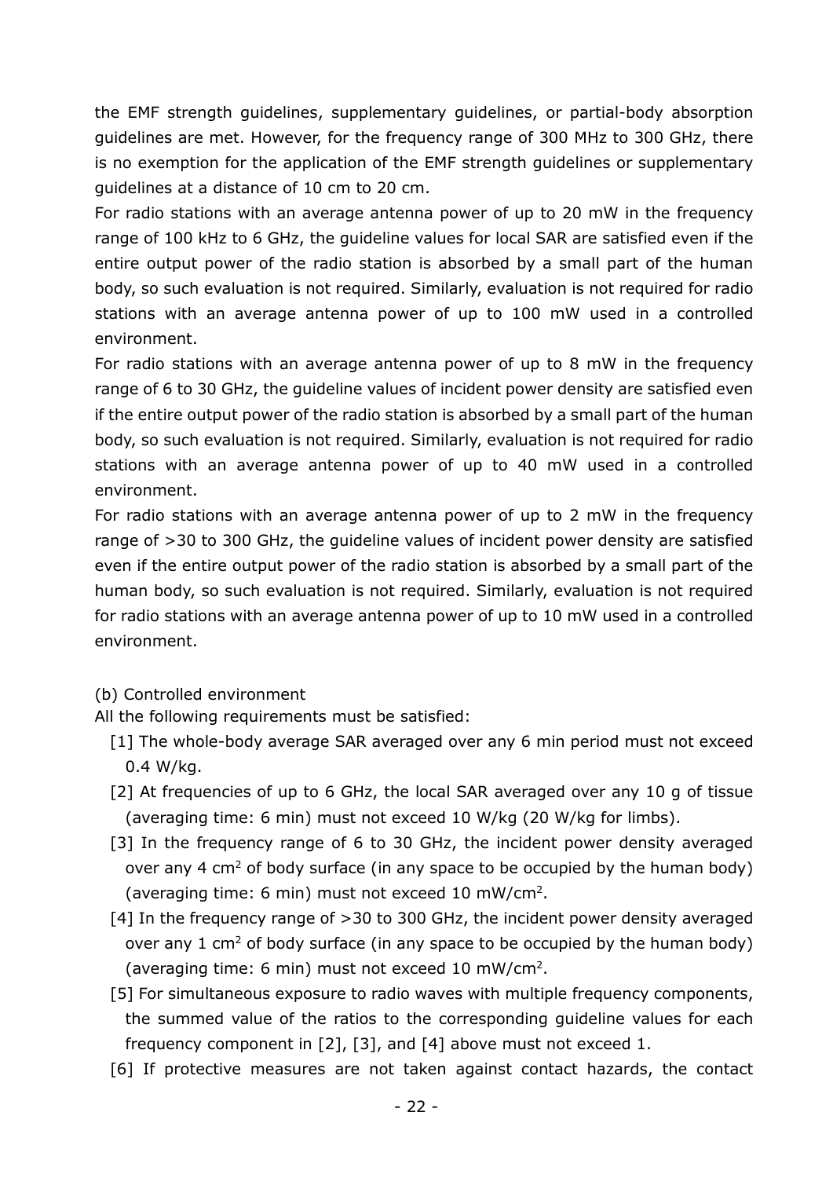the EMF strength guidelines, supplementary guidelines, or partial-body absorption guidelines are met. However, for the frequency range of 300 MHz to 300 GHz, there is no exemption for the application of the EMF strength guidelines or supplementary guidelines at a distance of 10 cm to 20 cm.

For radio stations with an average antenna power of up to 20 mW in the frequency range of 100 kHz to 6 GHz, the guideline values for local SAR are satisfied even if the entire output power of the radio station is absorbed by a small part of the human body, so such evaluation is not required. Similarly, evaluation is not required for radio stations with an average antenna power of up to 100 mW used in a controlled environment.

For radio stations with an average antenna power of up to 8 mW in the frequency range of 6 to 30 GHz, the guideline values of incident power density are satisfied even if the entire output power of the radio station is absorbed by a small part of the human body, so such evaluation is not required. Similarly, evaluation is not required for radio stations with an average antenna power of up to 40 mW used in a controlled environment.

For radio stations with an average antenna power of up to 2 mW in the frequency range of >30 to 300 GHz, the guideline values of incident power density are satisfied even if the entire output power of the radio station is absorbed by a small part of the human body, so such evaluation is not required. Similarly, evaluation is not required for radio stations with an average antenna power of up to 10 mW used in a controlled environment.

(b) Controlled environment

All the following requirements must be satisfied:

[1] The whole-body average SAR averaged over any 6 min period must not exceed 0.4 W/kg.

[2] At frequencies of up to 6 GHz, the local SAR averaged over any 10 g of tissue (averaging time: 6 min) must not exceed 10 W/kg (20 W/kg for limbs).

[3] In the frequency range of 6 to 30 GHz, the incident power density averaged over any 4 $cm^2$ of body surface (in any space to be occupied by the human body) (averaging time: 6 min) must not exceed 10 $mW/cm^2$.

[4] In the frequency range of >30 to 300 GHz, the incident power density averaged over any 1 $cm^2$ of body surface (in any space to be occupied by the human body) (averaging time: 6 min) must not exceed 10 $mW/cm^2$.

[5] For simultaneous exposure to radio waves with multiple frequency components, the summed value of the ratios to the corresponding guideline values for each frequency component in [2], [3], and [4] above must not exceed 1.

[6] If protective measures are not taken against contact hazards, the contact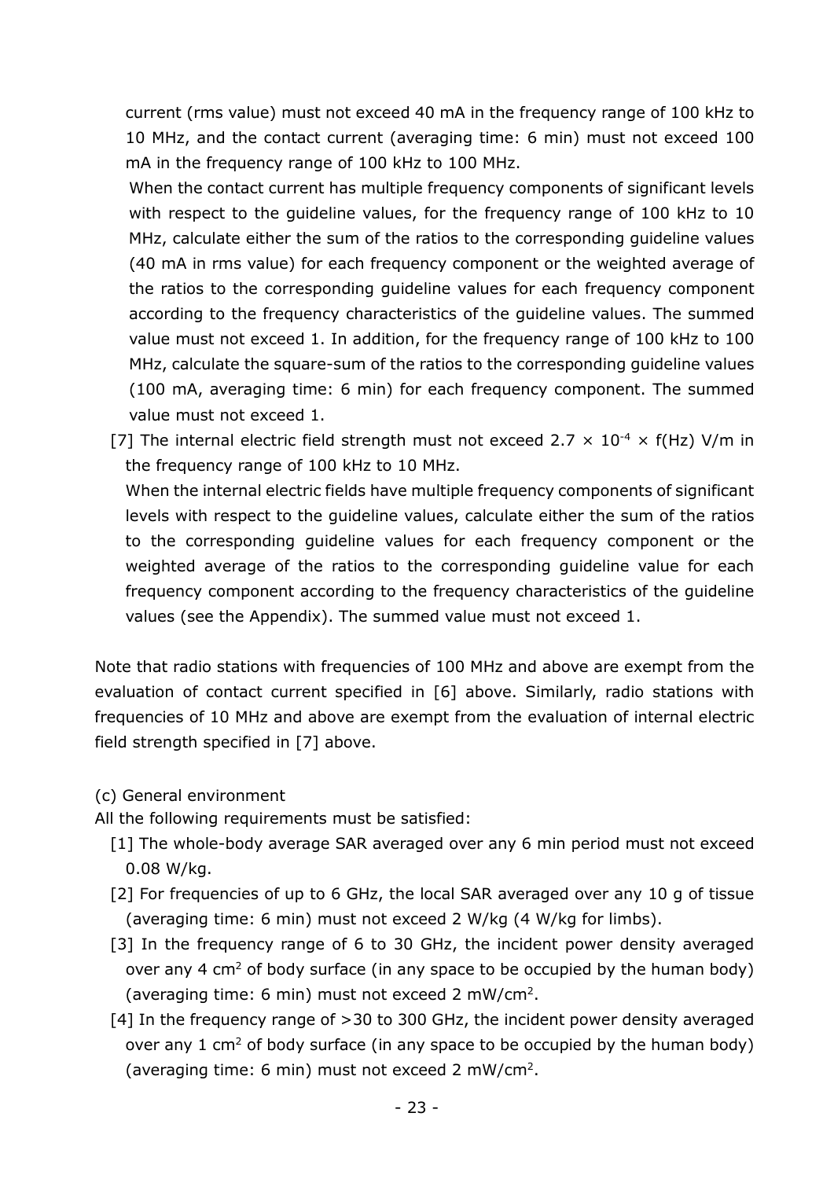current (rms value) must not exceed 40 mA in the frequency range of 100 kHz to 10 MHz, and the contact current (averaging time: 6 min) must not exceed 100 mA in the frequency range of 100 kHz to 100 MHz.

When the contact current has multiple frequency components of significant levels with respect to the guideline values, for the frequency range of 100 kHz to 10 MHz, calculate either the sum of the ratios to the corresponding guideline values (40 mA in rms value) for each frequency component or the weighted average of the ratios to the corresponding guideline values for each frequency component according to the frequency characteristics of the guideline values. The summed value must not exceed 1. In addition, for the frequency range of 100 kHz to 100 MHz, calculate the square-sum of the ratios to the corresponding guideline values (100 mA, averaging time: 6 min) for each frequency component. The summed value must not exceed 1.

[7] The internal electric field strength must not exceed $2.7 \times 10^{-4} \times f(\text{Hz})$ V/m in the frequency range of 100 kHz to 10 MHz.

When the internal electric fields have multiple frequency components of significant levels with respect to the guideline values, calculate either the sum of the ratios to the corresponding guideline values for each frequency component or the weighted average of the ratios to the corresponding guideline value for each frequency component according to the frequency characteristics of the guideline values (see the Appendix). The summed value must not exceed 1.

Note that radio stations with frequencies of 100 MHz and above are exempt from the evaluation of contact current specified in [6] above. Similarly, radio stations with frequencies of 10 MHz and above are exempt from the evaluation of internal electric field strength specified in [7] above.

(c) General environment

All the following requirements must be satisfied:

[1] The whole-body average SAR averaged over any 6 min period must not exceed 0.08 W/kg.

[2] For frequencies of up to 6 GHz, the local SAR averaged over any 10 g of tissue (averaging time: 6 min) must not exceed 2 W/kg (4 W/kg for limbs).

[3] In the frequency range of 6 to 30 GHz, the incident power density averaged over any 4 $\text{cm}^2$ of body surface (in any space to be occupied by the human body) (averaging time: 6 min) must not exceed 2 $\text{mW/cm}^2$.

[4] In the frequency range of >30 to 300 GHz, the incident power density averaged over any 1 $\text{cm}^2$ of body surface (in any space to be occupied by the human body) (averaging time: 6 min) must not exceed 2 $\text{mW/cm}^2$.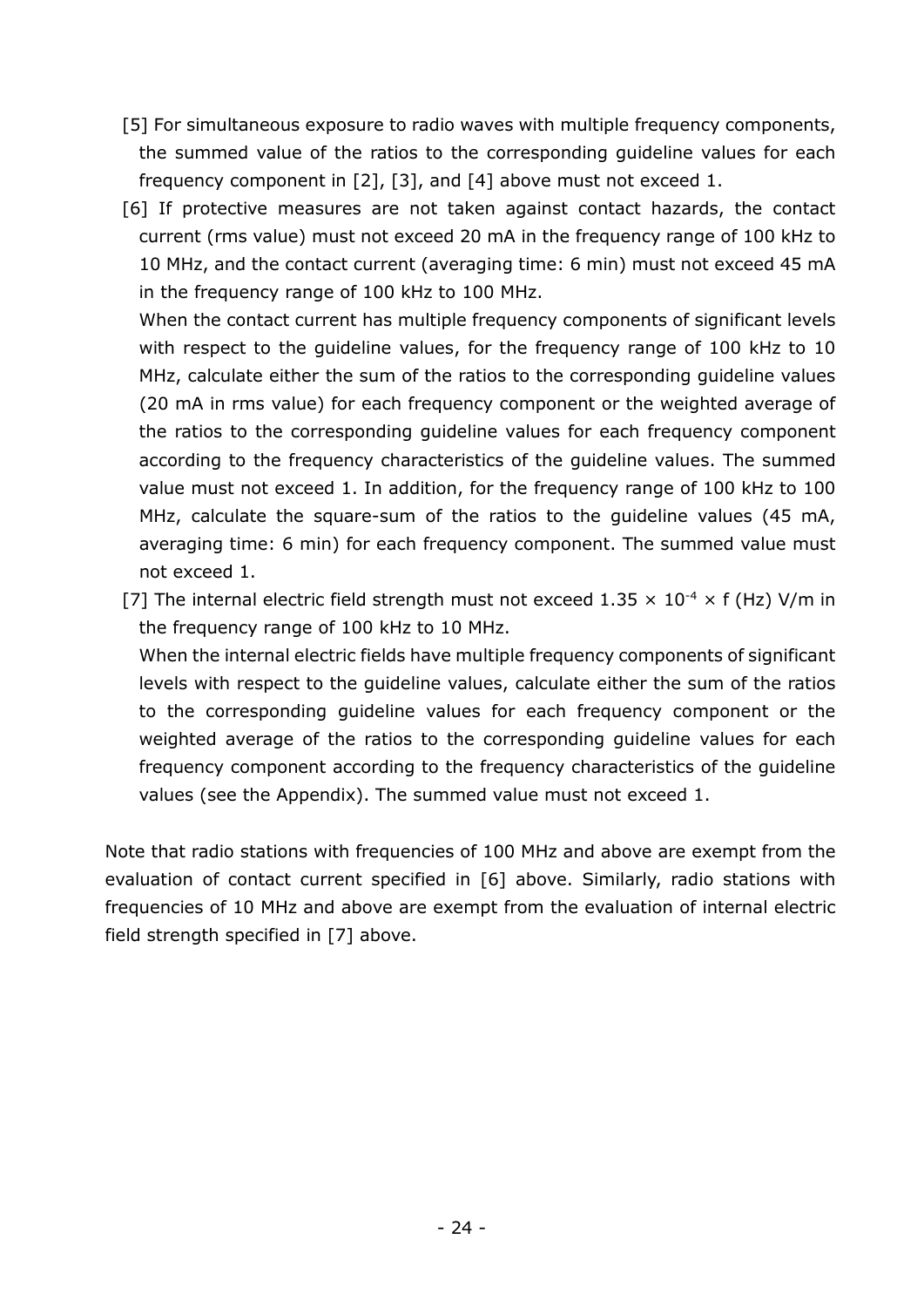[5] For simultaneous exposure to radio waves with multiple frequency components, the summed value of the ratios to the corresponding guideline values for each frequency component in [2], [3], and [4] above must not exceed 1.

[6] If protective measures are not taken against contact hazards, the contact current (rms value) must not exceed 20 mA in the frequency range of 100 kHz to 10 MHz, and the contact current (averaging time: 6 min) must not exceed 45 mA in the frequency range of 100 kHz to 100 MHz.

When the contact current has multiple frequency components of significant levels with respect to the guideline values, for the frequency range of 100 kHz to 10 MHz, calculate either the sum of the ratios to the corresponding guideline values (20 mA in rms value) for each frequency component or the weighted average of the ratios to the corresponding guideline values for each frequency component according to the frequency characteristics of the guideline values. The summed value must not exceed 1. In addition, for the frequency range of 100 kHz to 100 MHz, calculate the square-sum of the ratios to the guideline values (45 mA, averaging time: 6 min) for each frequency component. The summed value must not exceed 1.

[7] The internal electric field strength must not exceed $1.35 \times 10^{-4} \times f$ (Hz) V/m in the frequency range of 100 kHz to 10 MHz.

When the internal electric fields have multiple frequency components of significant levels with respect to the guideline values, calculate either the sum of the ratios to the corresponding guideline values for each frequency component or the weighted average of the ratios to the corresponding guideline values for each frequency component according to the frequency characteristics of the guideline values (see the Appendix). The summed value must not exceed 1.

Note that radio stations with frequencies of 100 MHz and above are exempt from the evaluation of contact current specified in [6] above. Similarly, radio stations with frequencies of 10 MHz and above are exempt from the evaluation of internal electric field strength specified in [7] above.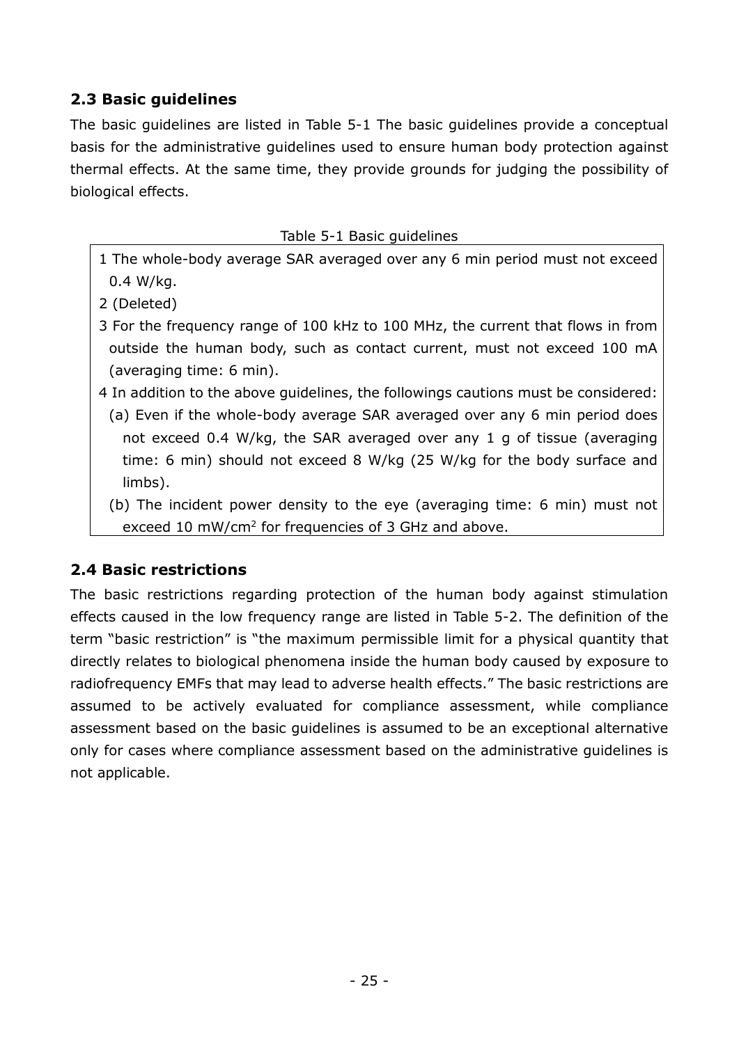## 2.3 Basic guidelines

The basic guidelines are listed in Table 5-1 The basic guidelines provide a conceptual basis for the administrative guidelines used to ensure human body protection against thermal effects. At the same time, they provide grounds for judging the possibility of biological effects.

Table 5-1 Basic guidelines

1 The whole-body average SAR averaged over any 6 min period must not exceed 0.4 W/kg.

2 (Deleted)

3 For the frequency range of 100 kHz to 100 MHz, the current that flows in from outside the human body, such as contact current, must not exceed 100 mA (averaging time: 6 min).

4 In addition to the above guidelines, the followings cautions must be considered:

(a) Even if the whole-body average SAR averaged over any 6 min period does not exceed 0.4 W/kg, the SAR averaged over any 1 g of tissue (averaging time: 6 min) should not exceed 8 W/kg (25 W/kg for the body surface and limbs).

(b) The incident power density to the eye (averaging time: 6 min) must not exceed 10 $mW/cm^2$ for frequencies of 3 GHz and above.

## 2.4 Basic restrictions

The basic restrictions regarding protection of the human body against stimulation effects caused in the low frequency range are listed in Table 5-2. The definition of the term "basic restriction" is "the maximum permissible limit for a physical quantity that directly relates to biological phenomena inside the human body caused by exposure to radiofrequency EMFs that may lead to adverse health effects." The basic restrictions are assumed to be actively evaluated for compliance assessment, while compliance assessment based on the basic guidelines is assumed to be an exceptional alternative only for cases where compliance assessment based on the administrative guidelines is not applicable.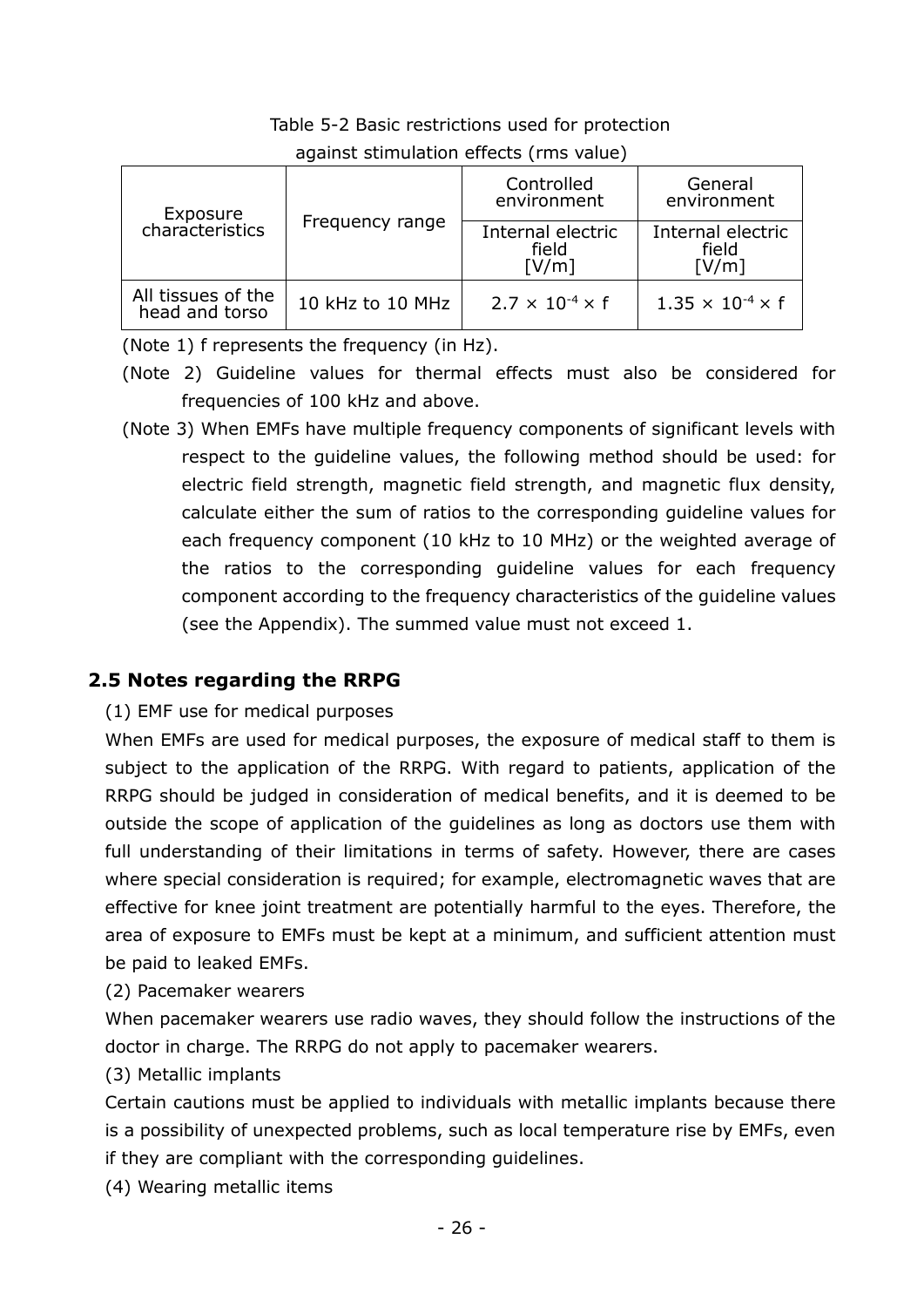Table 5-2 Basic restrictions used for protection against stimulation effects (rms value)

| Exposure characteristics | Frequency range | Controlled environment | General environment |
|---|---|---|---|
| | | Internal electric field [V/m] | Internal electric field [V/m] |
| All tissues of the head and torso | 10 kHz to 10 MHz | $2.7 \times 10^{-4} \times f$ | $1.35 \times 10^{-4} \times f$ |

(Note 1) f represents the frequency (in Hz).

(Note 2) Guideline values for thermal effects must also be considered for frequencies of 100 kHz and above.

(Note 3) When EMFs have multiple frequency components of significant levels with respect to the guideline values, the following method should be used: for electric field strength, magnetic field strength, and magnetic flux density, calculate either the sum of ratios to the corresponding guideline values for each frequency component (10 kHz to 10 MHz) or the weighted average of the ratios to the corresponding guideline values for each frequency component according to the frequency characteristics of the guideline values (see the Appendix). The summed value must not exceed 1.

## 2.5 Notes regarding the RRPG

(1) EMF use for medical purposes

When EMFs are used for medical purposes, the exposure of medical staff to them is subject to the application of the RRPG. With regard to patients, application of the RRPG should be judged in consideration of medical benefits, and it is deemed to be outside the scope of application of the guidelines as long as doctors use them with full understanding of their limitations in terms of safety. However, there are cases where special consideration is required; for example, electromagnetic waves that are effective for knee joint treatment are potentially harmful to the eyes. Therefore, the area of exposure to EMFs must be kept at a minimum, and sufficient attention must be paid to leaked EMFs.

(2) Pacemaker wearers

When pacemaker wearers use radio waves, they should follow the instructions of the doctor in charge. The RRPG do not apply to pacemaker wearers.

(3) Metallic implants

Certain cautions must be applied to individuals with metallic implants because there is a possibility of unexpected problems, such as local temperature rise by EMFs, even if they are compliant with the corresponding guidelines.

(4) Wearing metallic items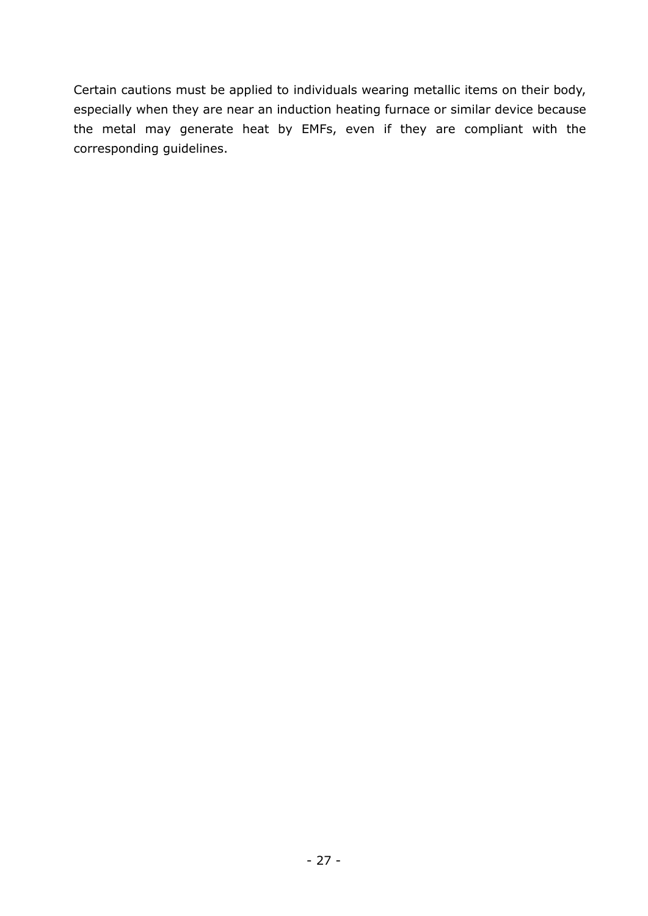Certain cautions must be applied to individuals wearing metallic items on their body, especially when they are near an induction heating furnace or similar device because the metal may generate heat by EMFs, even if they are compliant with the corresponding guidelines.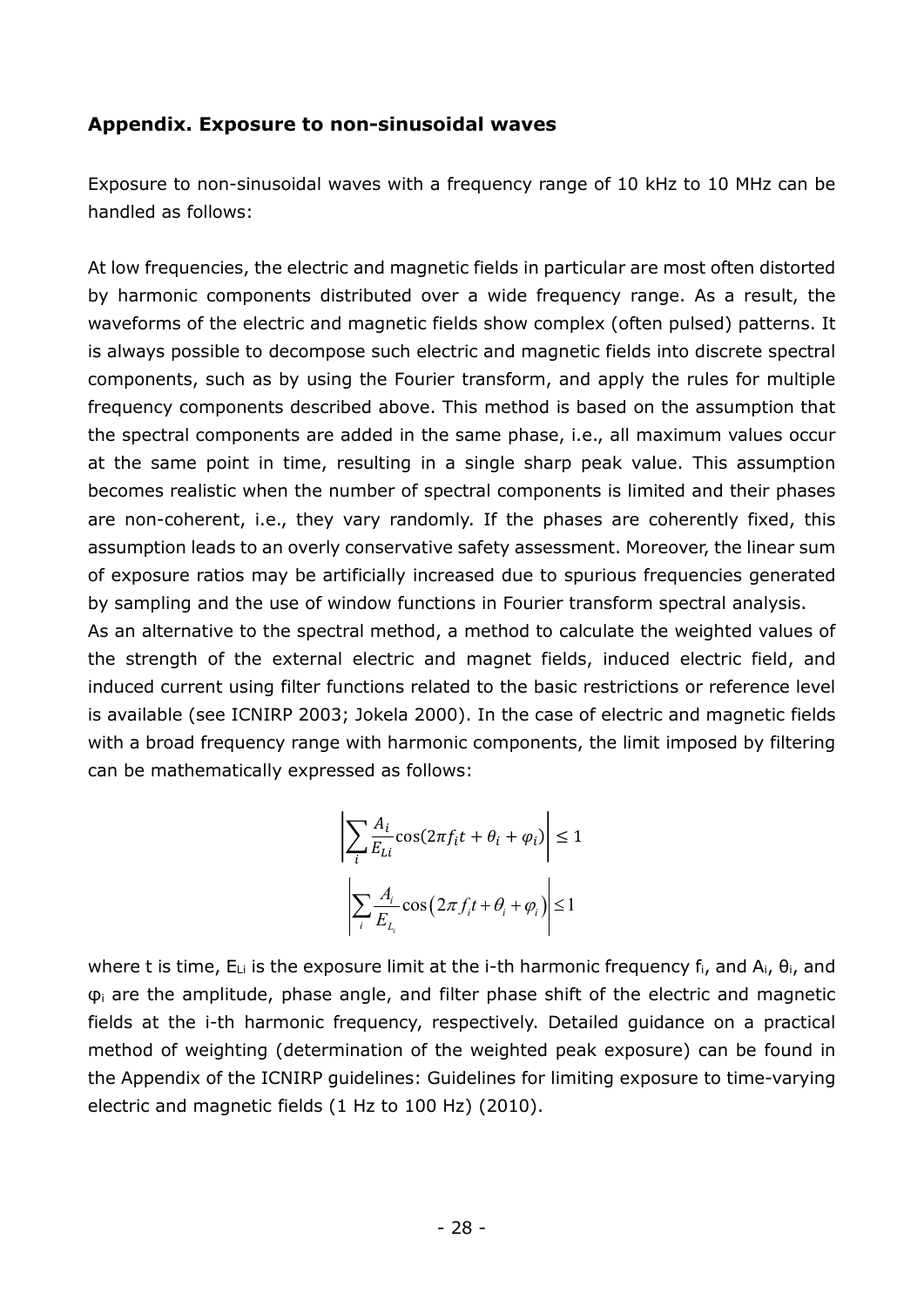## Appendix. Exposure to non-sinusoidal waves

Exposure to non-sinusoidal waves with a frequency range of 10 kHz to 10 MHz can be handled as follows:

At low frequencies, the electric and magnetic fields in particular are most often distorted by harmonic components distributed over a wide frequency range. As a result, the waveforms of the electric and magnetic fields show complex (often pulsed) patterns. It is always possible to decompose such electric and magnetic fields into discrete spectral components, such as by using the Fourier transform, and apply the rules for multiple frequency components described above. This method is based on the assumption that the spectral components are added in the same phase, i.e., all maximum values occur at the same point in time, resulting in a single sharp peak value. This assumption becomes realistic when the number of spectral components is limited and their phases are non-coherent, i.e., they vary randomly. If the phases are coherently fixed, this assumption leads to an overly conservative safety assessment. Moreover, the linear sum of exposure ratios may be artificially increased due to spurious frequencies generated by sampling and the use of window functions in Fourier transform spectral analysis.

As an alternative to the spectral method, a method to calculate the weighted values of the strength of the external electric and magnet fields, induced electric field, and induced current using filter functions related to the basic restrictions or reference level is available (see ICNIRP 2003; Jokela 2000). In the case of electric and magnetic fields with a broad frequency range with harmonic components, the limit imposed by filtering can be mathematically expressed as follows:

$$\left| \sum_i \frac{A_i}{E_{Li}} \cos(2\pi f_i t + \theta_i + \varphi_i) \right| \leq 1$$

$$\left| \sum_i \frac{A_i}{E_{L_i}} \cos\left(2\pi f_i t + \theta_i + \varphi_i\right) \right| \leq 1$$

where t is time, $E_{Li}$ is the exposure limit at the i-th harmonic frequency $f_i$, and $A_i$, $\theta_i$, and $\varphi_i$ are the amplitude, phase angle, and filter phase shift of the electric and magnetic fields at the i-th harmonic frequency, respectively. Detailed guidance on a practical method of weighting (determination of the weighted peak exposure) can be found in the Appendix of the ICNIRP guidelines: Guidelines for limiting exposure to time-varying electric and magnetic fields (1 Hz to 100 Hz) (2010).